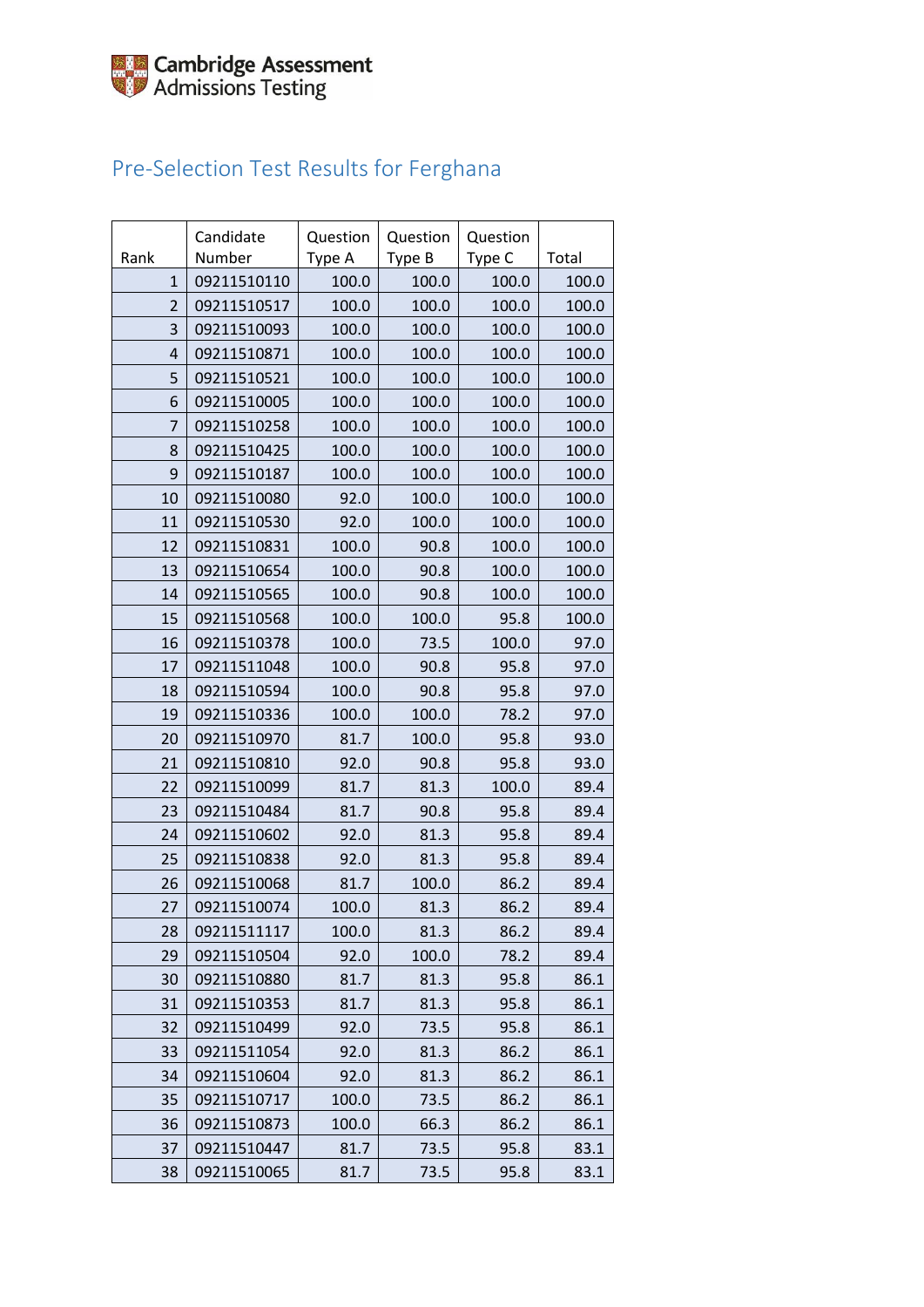Cambridge Assessment Admissions Testing

# Pre-Selection Test Results for Ferghana

| Rank | Candidate Number | Question Type A | Question Type B | Question Type C | Total |
|---|---|---|---|---|---|
| 1 | 09211510110 | 100.0 | 100.0 | 100.0 | 100.0 |
| 2 | 09211510517 | 100.0 | 100.0 | 100.0 | 100.0 |
| 3 | 09211510093 | 100.0 | 100.0 | 100.0 | 100.0 |
| 4 | 09211510871 | 100.0 | 100.0 | 100.0 | 100.0 |
| 5 | 09211510521 | 100.0 | 100.0 | 100.0 | 100.0 |
| 6 | 09211510005 | 100.0 | 100.0 | 100.0 | 100.0 |
| 7 | 09211510258 | 100.0 | 100.0 | 100.0 | 100.0 |
| 8 | 09211510425 | 100.0 | 100.0 | 100.0 | 100.0 |
| 9 | 09211510187 | 100.0 | 100.0 | 100.0 | 100.0 |
| 10 | 09211510080 | 92.0 | 100.0 | 100.0 | 100.0 |
| 11 | 09211510530 | 92.0 | 100.0 | 100.0 | 100.0 |
| 12 | 09211510831 | 100.0 | 90.8 | 100.0 | 100.0 |
| 13 | 09211510654 | 100.0 | 90.8 | 100.0 | 100.0 |
| 14 | 09211510565 | 100.0 | 90.8 | 100.0 | 100.0 |
| 15 | 09211510568 | 100.0 | 100.0 | 95.8 | 100.0 |
| 16 | 09211510378 | 100.0 | 73.5 | 100.0 | 97.0 |
| 17 | 09211511048 | 100.0 | 90.8 | 95.8 | 97.0 |
| 18 | 09211510594 | 100.0 | 90.8 | 95.8 | 97.0 |
| 19 | 09211510336 | 100.0 | 100.0 | 78.2 | 97.0 |
| 20 | 09211510970 | 81.7 | 100.0 | 95.8 | 93.0 |
| 21 | 09211510810 | 92.0 | 90.8 | 95.8 | 93.0 |
| 22 | 09211510099 | 81.7 | 81.3 | 100.0 | 89.4 |
| 23 | 09211510484 | 81.7 | 90.8 | 95.8 | 89.4 |
| 24 | 09211510602 | 92.0 | 81.3 | 95.8 | 89.4 |
| 25 | 09211510838 | 92.0 | 81.3 | 95.8 | 89.4 |
| 26 | 09211510068 | 81.7 | 100.0 | 86.2 | 89.4 |
| 27 | 09211510074 | 100.0 | 81.3 | 86.2 | 89.4 |
| 28 | 09211511117 | 100.0 | 81.3 | 86.2 | 89.4 |
| 29 | 09211510504 | 92.0 | 100.0 | 78.2 | 89.4 |
| 30 | 09211510880 | 81.7 | 81.3 | 95.8 | 86.1 |
| 31 | 09211510353 | 81.7 | 81.3 | 95.8 | 86.1 |
| 32 | 09211510499 | 92.0 | 73.5 | 95.8 | 86.1 |
| 33 | 09211511054 | 92.0 | 81.3 | 86.2 | 86.1 |
| 34 | 09211510604 | 92.0 | 81.3 | 86.2 | 86.1 |
| 35 | 09211510717 | 100.0 | 73.5 | 86.2 | 86.1 |
| 36 | 09211510873 | 100.0 | 66.3 | 86.2 | 86.1 |
| 37 | 09211510447 | 81.7 | 73.5 | 95.8 | 83.1 |
| 38 | 09211510065 | 81.7 | 73.5 | 95.8 | 83.1 |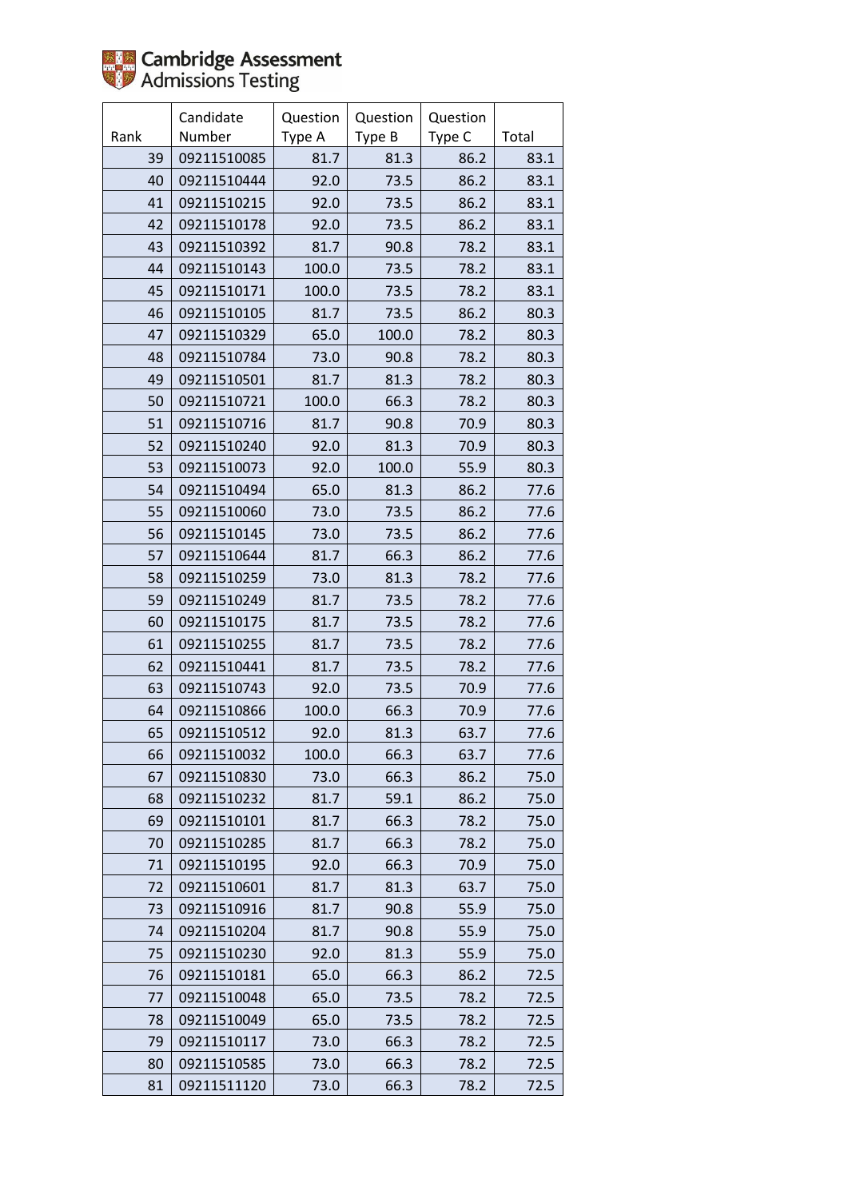| Rank | Candidate Number | Question Type A | Question Type B | Question Type C | Total |
|---|---|---|---|---|---|
| 39 | 09211510085 | 81.7 | 81.3 | 86.2 | 83.1 |
| 40 | 09211510444 | 92.0 | 73.5 | 86.2 | 83.1 |
| 41 | 09211510215 | 92.0 | 73.5 | 86.2 | 83.1 |
| 42 | 09211510178 | 92.0 | 73.5 | 86.2 | 83.1 |
| 43 | 09211510392 | 81.7 | 90.8 | 78.2 | 83.1 |
| 44 | 09211510143 | 100.0 | 73.5 | 78.2 | 83.1 |
| 45 | 09211510171 | 100.0 | 73.5 | 78.2 | 83.1 |
| 46 | 09211510105 | 81.7 | 73.5 | 86.2 | 80.3 |
| 47 | 09211510329 | 65.0 | 100.0 | 78.2 | 80.3 |
| 48 | 09211510784 | 73.0 | 90.8 | 78.2 | 80.3 |
| 49 | 09211510501 | 81.7 | 81.3 | 78.2 | 80.3 |
| 50 | 09211510721 | 100.0 | 66.3 | 78.2 | 80.3 |
| 51 | 09211510716 | 81.7 | 90.8 | 70.9 | 80.3 |
| 52 | 09211510240 | 92.0 | 81.3 | 70.9 | 80.3 |
| 53 | 09211510073 | 92.0 | 100.0 | 55.9 | 80.3 |
| 54 | 09211510494 | 65.0 | 81.3 | 86.2 | 77.6 |
| 55 | 09211510060 | 73.0 | 73.5 | 86.2 | 77.6 |
| 56 | 09211510145 | 73.0 | 73.5 | 86.2 | 77.6 |
| 57 | 09211510644 | 81.7 | 66.3 | 86.2 | 77.6 |
| 58 | 09211510259 | 73.0 | 81.3 | 78.2 | 77.6 |
| 59 | 09211510249 | 81.7 | 73.5 | 78.2 | 77.6 |
| 60 | 09211510175 | 81.7 | 73.5 | 78.2 | 77.6 |
| 61 | 09211510255 | 81.7 | 73.5 | 78.2 | 77.6 |
| 62 | 09211510441 | 81.7 | 73.5 | 78.2 | 77.6 |
| 63 | 09211510743 | 92.0 | 73.5 | 70.9 | 77.6 |
| 64 | 09211510866 | 100.0 | 66.3 | 70.9 | 77.6 |
| 65 | 09211510512 | 92.0 | 81.3 | 63.7 | 77.6 |
| 66 | 09211510032 | 100.0 | 66.3 | 63.7 | 77.6 |
| 67 | 09211510830 | 73.0 | 66.3 | 86.2 | 75.0 |
| 68 | 09211510232 | 81.7 | 59.1 | 86.2 | 75.0 |
| 69 | 09211510101 | 81.7 | 66.3 | 78.2 | 75.0 |
| 70 | 09211510285 | 81.7 | 66.3 | 78.2 | 75.0 |
| 71 | 09211510195 | 92.0 | 66.3 | 70.9 | 75.0 |
| 72 | 09211510601 | 81.7 | 81.3 | 63.7 | 75.0 |
| 73 | 09211510916 | 81.7 | 90.8 | 55.9 | 75.0 |
| 74 | 09211510204 | 81.7 | 90.8 | 55.9 | 75.0 |
| 75 | 09211510230 | 92.0 | 81.3 | 55.9 | 75.0 |
| 76 | 09211510181 | 65.0 | 66.3 | 86.2 | 72.5 |
| 77 | 09211510048 | 65.0 | 73.5 | 78.2 | 72.5 |
| 78 | 09211510049 | 65.0 | 73.5 | 78.2 | 72.5 |
| 79 | 09211510117 | 73.0 | 66.3 | 78.2 | 72.5 |
| 80 | 09211510585 | 73.0 | 66.3 | 78.2 | 72.5 |
| 81 | 09211511120 | 73.0 | 66.3 | 78.2 | 72.5 |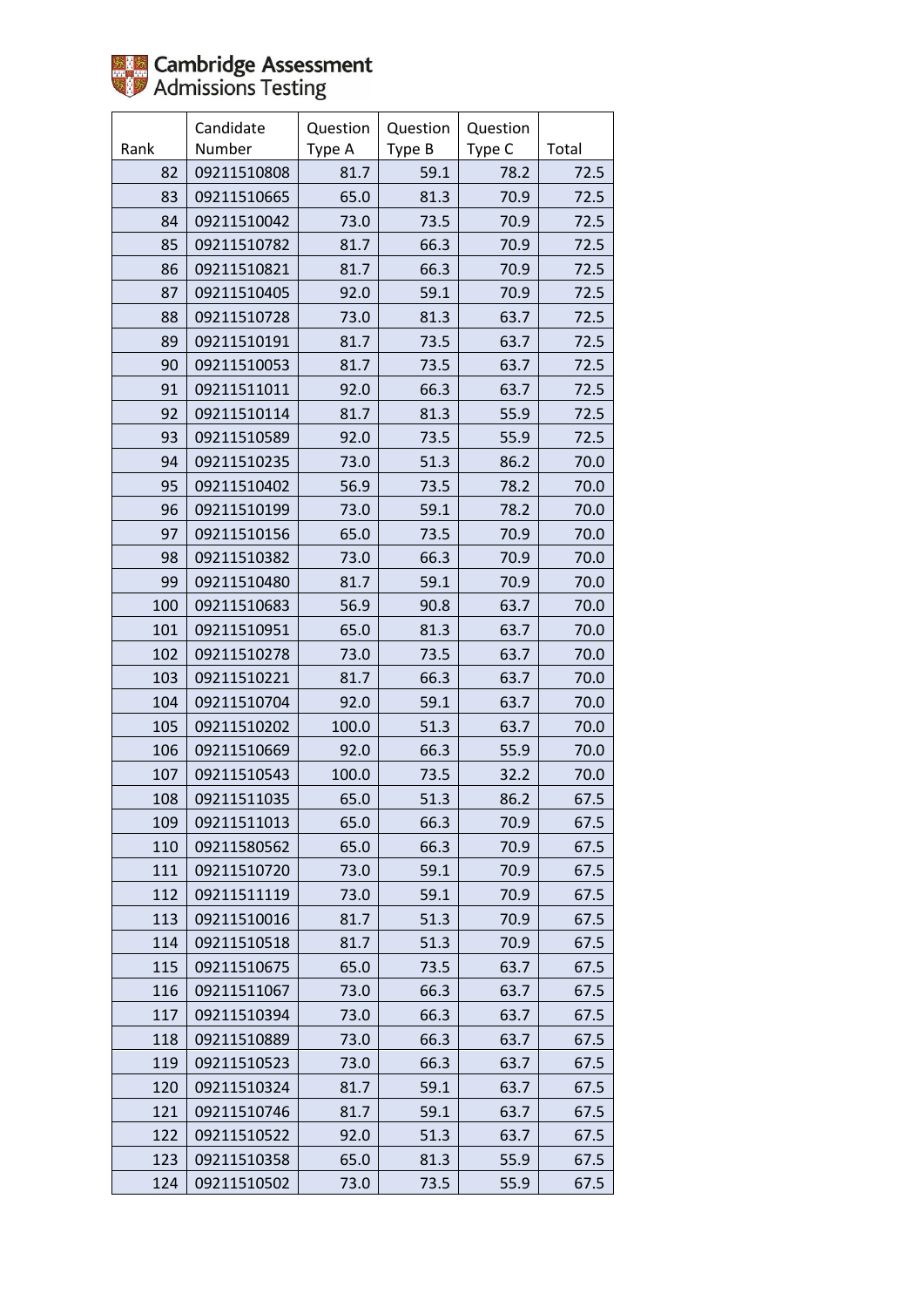Cambridge Assessment Admissions Testing

| Rank | Candidate Number | Question Type A | Question Type B | Question Type C | Total |
|---|---|---|---|---|---|
| 82 | 09211510808 | 81.7 | 59.1 | 78.2 | 72.5 |
| 83 | 09211510665 | 65.0 | 81.3 | 70.9 | 72.5 |
| 84 | 09211510042 | 73.0 | 73.5 | 70.9 | 72.5 |
| 85 | 09211510782 | 81.7 | 66.3 | 70.9 | 72.5 |
| 86 | 09211510821 | 81.7 | 66.3 | 70.9 | 72.5 |
| 87 | 09211510405 | 92.0 | 59.1 | 70.9 | 72.5 |
| 88 | 09211510728 | 73.0 | 81.3 | 63.7 | 72.5 |
| 89 | 09211510191 | 81.7 | 73.5 | 63.7 | 72.5 |
| 90 | 09211510053 | 81.7 | 73.5 | 63.7 | 72.5 |
| 91 | 09211511011 | 92.0 | 66.3 | 63.7 | 72.5 |
| 92 | 09211510114 | 81.7 | 81.3 | 55.9 | 72.5 |
| 93 | 09211510589 | 92.0 | 73.5 | 55.9 | 72.5 |
| 94 | 09211510235 | 73.0 | 51.3 | 86.2 | 70.0 |
| 95 | 09211510402 | 56.9 | 73.5 | 78.2 | 70.0 |
| 96 | 09211510199 | 73.0 | 59.1 | 78.2 | 70.0 |
| 97 | 09211510156 | 65.0 | 73.5 | 70.9 | 70.0 |
| 98 | 09211510382 | 73.0 | 66.3 | 70.9 | 70.0 |
| 99 | 09211510480 | 81.7 | 59.1 | 70.9 | 70.0 |
| 100 | 09211510683 | 56.9 | 90.8 | 63.7 | 70.0 |
| 101 | 09211510951 | 65.0 | 81.3 | 63.7 | 70.0 |
| 102 | 09211510278 | 73.0 | 73.5 | 63.7 | 70.0 |
| 103 | 09211510221 | 81.7 | 66.3 | 63.7 | 70.0 |
| 104 | 09211510704 | 92.0 | 59.1 | 63.7 | 70.0 |
| 105 | 09211510202 | 100.0 | 51.3 | 63.7 | 70.0 |
| 106 | 09211510669 | 92.0 | 66.3 | 55.9 | 70.0 |
| 107 | 09211510543 | 100.0 | 73.5 | 32.2 | 70.0 |
| 108 | 09211511035 | 65.0 | 51.3 | 86.2 | 67.5 |
| 109 | 09211511013 | 65.0 | 66.3 | 70.9 | 67.5 |
| 110 | 09211580562 | 65.0 | 66.3 | 70.9 | 67.5 |
| 111 | 09211510720 | 73.0 | 59.1 | 70.9 | 67.5 |
| 112 | 09211511119 | 73.0 | 59.1 | 70.9 | 67.5 |
| 113 | 09211510016 | 81.7 | 51.3 | 70.9 | 67.5 |
| 114 | 09211510518 | 81.7 | 51.3 | 70.9 | 67.5 |
| 115 | 09211510675 | 65.0 | 73.5 | 63.7 | 67.5 |
| 116 | 09211511067 | 73.0 | 66.3 | 63.7 | 67.5 |
| 117 | 09211510394 | 73.0 | 66.3 | 63.7 | 67.5 |
| 118 | 09211510889 | 73.0 | 66.3 | 63.7 | 67.5 |
| 119 | 09211510523 | 73.0 | 66.3 | 63.7 | 67.5 |
| 120 | 09211510324 | 81.7 | 59.1 | 63.7 | 67.5 |
| 121 | 09211510746 | 81.7 | 59.1 | 63.7 | 67.5 |
| 122 | 09211510522 | 92.0 | 51.3 | 63.7 | 67.5 |
| 123 | 09211510358 | 65.0 | 81.3 | 55.9 | 67.5 |
| 124 | 09211510502 | 73.0 | 73.5 | 55.9 | 67.5 |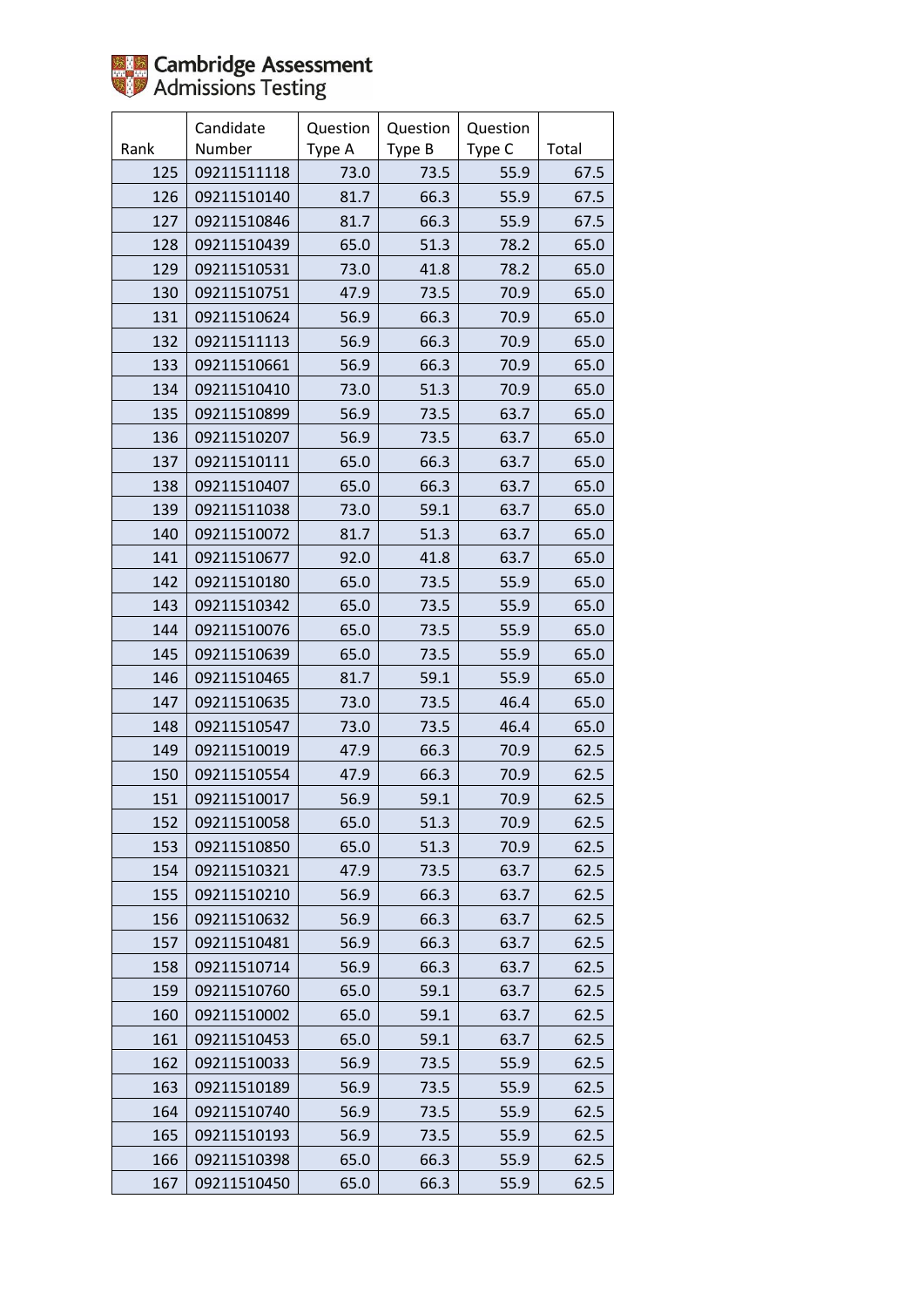| Rank | Candidate Number | Question Type A | Question Type B | Question Type C | Total |
|---|---|---|---|---|---|
| 125 | 09211511118 | 73.0 | 73.5 | 55.9 | 67.5 |
| 126 | 09211510140 | 81.7 | 66.3 | 55.9 | 67.5 |
| 127 | 09211510846 | 81.7 | 66.3 | 55.9 | 67.5 |
| 128 | 09211510439 | 65.0 | 51.3 | 78.2 | 65.0 |
| 129 | 09211510531 | 73.0 | 41.8 | 78.2 | 65.0 |
| 130 | 09211510751 | 47.9 | 73.5 | 70.9 | 65.0 |
| 131 | 09211510624 | 56.9 | 66.3 | 70.9 | 65.0 |
| 132 | 09211511113 | 56.9 | 66.3 | 70.9 | 65.0 |
| 133 | 09211510661 | 56.9 | 66.3 | 70.9 | 65.0 |
| 134 | 09211510410 | 73.0 | 51.3 | 70.9 | 65.0 |
| 135 | 09211510899 | 56.9 | 73.5 | 63.7 | 65.0 |
| 136 | 09211510207 | 56.9 | 73.5 | 63.7 | 65.0 |
| 137 | 09211510111 | 65.0 | 66.3 | 63.7 | 65.0 |
| 138 | 09211510407 | 65.0 | 66.3 | 63.7 | 65.0 |
| 139 | 09211511038 | 73.0 | 59.1 | 63.7 | 65.0 |
| 140 | 09211510072 | 81.7 | 51.3 | 63.7 | 65.0 |
| 141 | 09211510677 | 92.0 | 41.8 | 63.7 | 65.0 |
| 142 | 09211510180 | 65.0 | 73.5 | 55.9 | 65.0 |
| 143 | 09211510342 | 65.0 | 73.5 | 55.9 | 65.0 |
| 144 | 09211510076 | 65.0 | 73.5 | 55.9 | 65.0 |
| 145 | 09211510639 | 65.0 | 73.5 | 55.9 | 65.0 |
| 146 | 09211510465 | 81.7 | 59.1 | 55.9 | 65.0 |
| 147 | 09211510635 | 73.0 | 73.5 | 46.4 | 65.0 |
| 148 | 09211510547 | 73.0 | 73.5 | 46.4 | 65.0 |
| 149 | 09211510019 | 47.9 | 66.3 | 70.9 | 62.5 |
| 150 | 09211510554 | 47.9 | 66.3 | 70.9 | 62.5 |
| 151 | 09211510017 | 56.9 | 59.1 | 70.9 | 62.5 |
| 152 | 09211510058 | 65.0 | 51.3 | 70.9 | 62.5 |
| 153 | 09211510850 | 65.0 | 51.3 | 70.9 | 62.5 |
| 154 | 09211510321 | 47.9 | 73.5 | 63.7 | 62.5 |
| 155 | 09211510210 | 56.9 | 66.3 | 63.7 | 62.5 |
| 156 | 09211510632 | 56.9 | 66.3 | 63.7 | 62.5 |
| 157 | 09211510481 | 56.9 | 66.3 | 63.7 | 62.5 |
| 158 | 09211510714 | 56.9 | 66.3 | 63.7 | 62.5 |
| 159 | 09211510760 | 65.0 | 59.1 | 63.7 | 62.5 |
| 160 | 09211510002 | 65.0 | 59.1 | 63.7 | 62.5 |
| 161 | 09211510453 | 65.0 | 59.1 | 63.7 | 62.5 |
| 162 | 09211510033 | 56.9 | 73.5 | 55.9 | 62.5 |
| 163 | 09211510189 | 56.9 | 73.5 | 55.9 | 62.5 |
| 164 | 09211510740 | 56.9 | 73.5 | 55.9 | 62.5 |
| 165 | 09211510193 | 56.9 | 73.5 | 55.9 | 62.5 |
| 166 | 09211510398 | 65.0 | 66.3 | 55.9 | 62.5 |
| 167 | 09211510450 | 65.0 | 66.3 | 55.9 | 62.5 |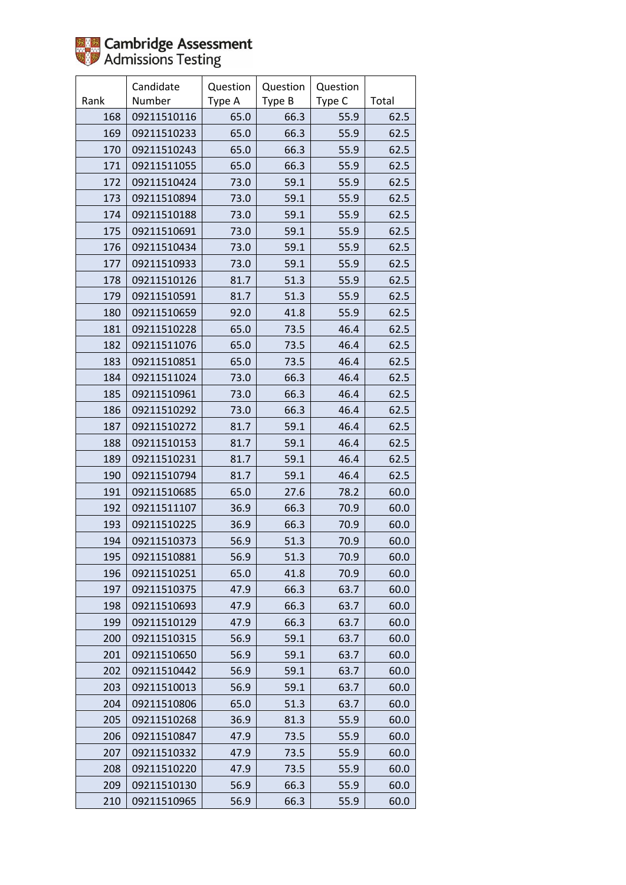Cambridge Assessment Admissions Testing

| Rank | Candidate Number | Question Type A | Question Type B | Question Type C | Total |
|---|---|---|---|---|---|
| 168 | 09211510116 | 65.0 | 66.3 | 55.9 | 62.5 |
| 169 | 09211510233 | 65.0 | 66.3 | 55.9 | 62.5 |
| 170 | 09211510243 | 65.0 | 66.3 | 55.9 | 62.5 |
| 171 | 09211511055 | 65.0 | 66.3 | 55.9 | 62.5 |
| 172 | 09211510424 | 73.0 | 59.1 | 55.9 | 62.5 |
| 173 | 09211510894 | 73.0 | 59.1 | 55.9 | 62.5 |
| 174 | 09211510188 | 73.0 | 59.1 | 55.9 | 62.5 |
| 175 | 09211510691 | 73.0 | 59.1 | 55.9 | 62.5 |
| 176 | 09211510434 | 73.0 | 59.1 | 55.9 | 62.5 |
| 177 | 09211510933 | 73.0 | 59.1 | 55.9 | 62.5 |
| 178 | 09211510126 | 81.7 | 51.3 | 55.9 | 62.5 |
| 179 | 09211510591 | 81.7 | 51.3 | 55.9 | 62.5 |
| 180 | 09211510659 | 92.0 | 41.8 | 55.9 | 62.5 |
| 181 | 09211510228 | 65.0 | 73.5 | 46.4 | 62.5 |
| 182 | 09211511076 | 65.0 | 73.5 | 46.4 | 62.5 |
| 183 | 09211510851 | 65.0 | 73.5 | 46.4 | 62.5 |
| 184 | 09211511024 | 73.0 | 66.3 | 46.4 | 62.5 |
| 185 | 09211510961 | 73.0 | 66.3 | 46.4 | 62.5 |
| 186 | 09211510292 | 73.0 | 66.3 | 46.4 | 62.5 |
| 187 | 09211510272 | 81.7 | 59.1 | 46.4 | 62.5 |
| 188 | 09211510153 | 81.7 | 59.1 | 46.4 | 62.5 |
| 189 | 09211510231 | 81.7 | 59.1 | 46.4 | 62.5 |
| 190 | 09211510794 | 81.7 | 59.1 | 46.4 | 62.5 |
| 191 | 09211510685 | 65.0 | 27.6 | 78.2 | 60.0 |
| 192 | 09211511107 | 36.9 | 66.3 | 70.9 | 60.0 |
| 193 | 09211510225 | 36.9 | 66.3 | 70.9 | 60.0 |
| 194 | 09211510373 | 56.9 | 51.3 | 70.9 | 60.0 |
| 195 | 09211510881 | 56.9 | 51.3 | 70.9 | 60.0 |
| 196 | 09211510251 | 65.0 | 41.8 | 70.9 | 60.0 |
| 197 | 09211510375 | 47.9 | 66.3 | 63.7 | 60.0 |
| 198 | 09211510693 | 47.9 | 66.3 | 63.7 | 60.0 |
| 199 | 09211510129 | 47.9 | 66.3 | 63.7 | 60.0 |
| 200 | 09211510315 | 56.9 | 59.1 | 63.7 | 60.0 |
| 201 | 09211510650 | 56.9 | 59.1 | 63.7 | 60.0 |
| 202 | 09211510442 | 56.9 | 59.1 | 63.7 | 60.0 |
| 203 | 09211510013 | 56.9 | 59.1 | 63.7 | 60.0 |
| 204 | 09211510806 | 65.0 | 51.3 | 63.7 | 60.0 |
| 205 | 09211510268 | 36.9 | 81.3 | 55.9 | 60.0 |
| 206 | 09211510847 | 47.9 | 73.5 | 55.9 | 60.0 |
| 207 | 09211510332 | 47.9 | 73.5 | 55.9 | 60.0 |
| 208 | 09211510220 | 47.9 | 73.5 | 55.9 | 60.0 |
| 209 | 09211510130 | 56.9 | 66.3 | 55.9 | 60.0 |
| 210 | 09211510965 | 56.9 | 66.3 | 55.9 | 60.0 |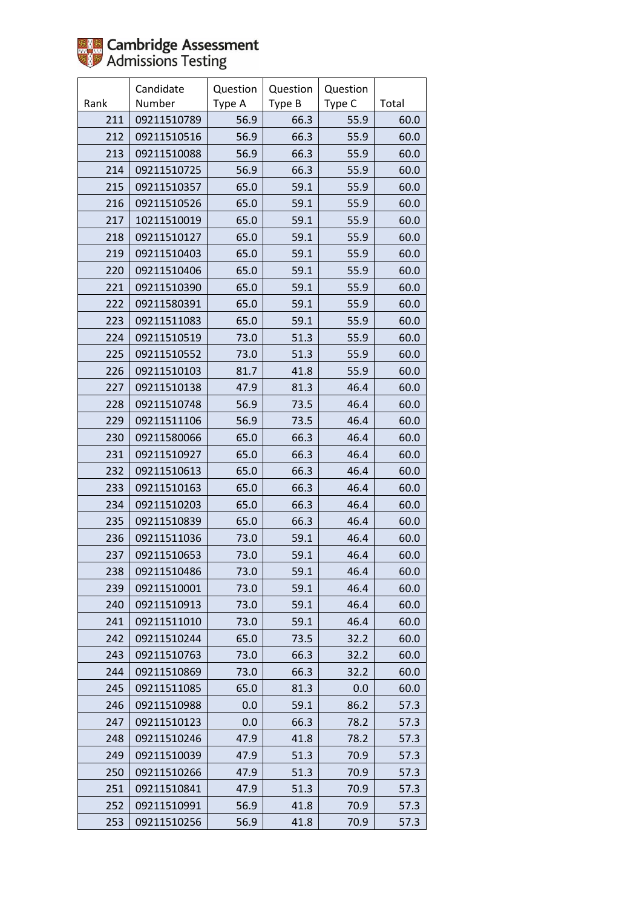Cambridge Assessment Admissions Testing

| Rank | Candidate Number | Question Type A | Question Type B | Question Type C | Total |
|---|---|---|---|---|---|
| 211 | 09211510789 | 56.9 | 66.3 | 55.9 | 60.0 |
| 212 | 09211510516 | 56.9 | 66.3 | 55.9 | 60.0 |
| 213 | 09211510088 | 56.9 | 66.3 | 55.9 | 60.0 |
| 214 | 09211510725 | 56.9 | 66.3 | 55.9 | 60.0 |
| 215 | 09211510357 | 65.0 | 59.1 | 55.9 | 60.0 |
| 216 | 09211510526 | 65.0 | 59.1 | 55.9 | 60.0 |
| 217 | 10211510019 | 65.0 | 59.1 | 55.9 | 60.0 |
| 218 | 09211510127 | 65.0 | 59.1 | 55.9 | 60.0 |
| 219 | 09211510403 | 65.0 | 59.1 | 55.9 | 60.0 |
| 220 | 09211510406 | 65.0 | 59.1 | 55.9 | 60.0 |
| 221 | 09211510390 | 65.0 | 59.1 | 55.9 | 60.0 |
| 222 | 09211580391 | 65.0 | 59.1 | 55.9 | 60.0 |
| 223 | 09211511083 | 65.0 | 59.1 | 55.9 | 60.0 |
| 224 | 09211510519 | 73.0 | 51.3 | 55.9 | 60.0 |
| 225 | 09211510552 | 73.0 | 51.3 | 55.9 | 60.0 |
| 226 | 09211510103 | 81.7 | 41.8 | 55.9 | 60.0 |
| 227 | 09211510138 | 47.9 | 81.3 | 46.4 | 60.0 |
| 228 | 09211510748 | 56.9 | 73.5 | 46.4 | 60.0 |
| 229 | 09211511106 | 56.9 | 73.5 | 46.4 | 60.0 |
| 230 | 09211580066 | 65.0 | 66.3 | 46.4 | 60.0 |
| 231 | 09211510927 | 65.0 | 66.3 | 46.4 | 60.0 |
| 232 | 09211510613 | 65.0 | 66.3 | 46.4 | 60.0 |
| 233 | 09211510163 | 65.0 | 66.3 | 46.4 | 60.0 |
| 234 | 09211510203 | 65.0 | 66.3 | 46.4 | 60.0 |
| 235 | 09211510839 | 65.0 | 66.3 | 46.4 | 60.0 |
| 236 | 09211511036 | 73.0 | 59.1 | 46.4 | 60.0 |
| 237 | 09211510653 | 73.0 | 59.1 | 46.4 | 60.0 |
| 238 | 09211510486 | 73.0 | 59.1 | 46.4 | 60.0 |
| 239 | 09211510001 | 73.0 | 59.1 | 46.4 | 60.0 |
| 240 | 09211510913 | 73.0 | 59.1 | 46.4 | 60.0 |
| 241 | 09211511010 | 73.0 | 59.1 | 46.4 | 60.0 |
| 242 | 09211510244 | 65.0 | 73.5 | 32.2 | 60.0 |
| 243 | 09211510763 | 73.0 | 66.3 | 32.2 | 60.0 |
| 244 | 09211510869 | 73.0 | 66.3 | 32.2 | 60.0 |
| 245 | 09211511085 | 65.0 | 81.3 | 0.0 | 60.0 |
| 246 | 09211510988 | 0.0 | 59.1 | 86.2 | 57.3 |
| 247 | 09211510123 | 0.0 | 66.3 | 78.2 | 57.3 |
| 248 | 09211510246 | 47.9 | 41.8 | 78.2 | 57.3 |
| 249 | 09211510039 | 47.9 | 51.3 | 70.9 | 57.3 |
| 250 | 09211510266 | 47.9 | 51.3 | 70.9 | 57.3 |
| 251 | 09211510841 | 47.9 | 51.3 | 70.9 | 57.3 |
| 252 | 09211510991 | 56.9 | 41.8 | 70.9 | 57.3 |
| 253 | 09211510256 | 56.9 | 41.8 | 70.9 | 57.3 |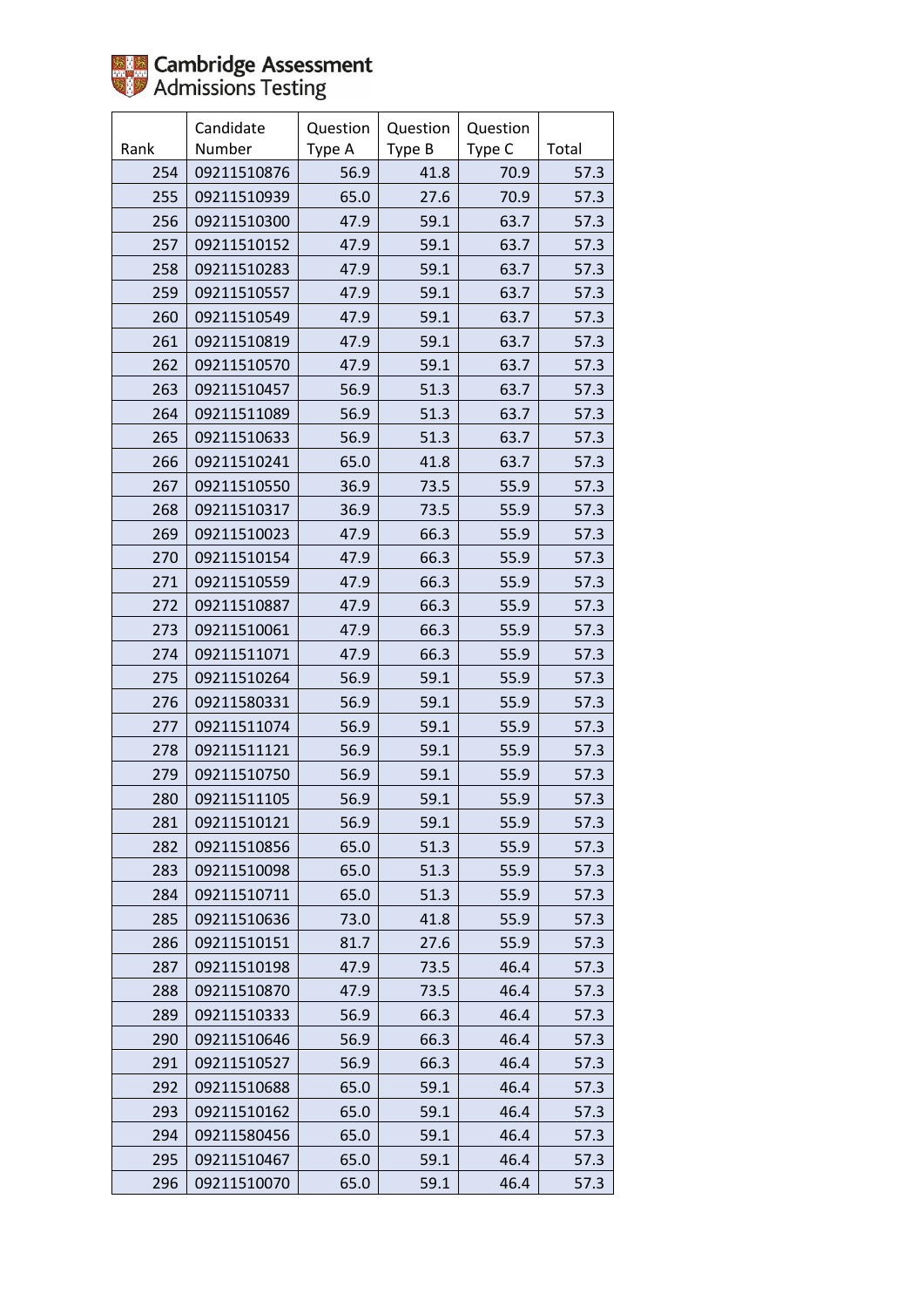Cambridge Assessment Admissions Testing

| Rank | Candidate Number | Question Type A | Question Type B | Question Type C | Total |
|---|---|---|---|---|---|
| 254 | 09211510876 | 56.9 | 41.8 | 70.9 | 57.3 |
| 255 | 09211510939 | 65.0 | 27.6 | 70.9 | 57.3 |
| 256 | 09211510300 | 47.9 | 59.1 | 63.7 | 57.3 |
| 257 | 09211510152 | 47.9 | 59.1 | 63.7 | 57.3 |
| 258 | 09211510283 | 47.9 | 59.1 | 63.7 | 57.3 |
| 259 | 09211510557 | 47.9 | 59.1 | 63.7 | 57.3 |
| 260 | 09211510549 | 47.9 | 59.1 | 63.7 | 57.3 |
| 261 | 09211510819 | 47.9 | 59.1 | 63.7 | 57.3 |
| 262 | 09211510570 | 47.9 | 59.1 | 63.7 | 57.3 |
| 263 | 09211510457 | 56.9 | 51.3 | 63.7 | 57.3 |
| 264 | 09211511089 | 56.9 | 51.3 | 63.7 | 57.3 |
| 265 | 09211510633 | 56.9 | 51.3 | 63.7 | 57.3 |
| 266 | 09211510241 | 65.0 | 41.8 | 63.7 | 57.3 |
| 267 | 09211510550 | 36.9 | 73.5 | 55.9 | 57.3 |
| 268 | 09211510317 | 36.9 | 73.5 | 55.9 | 57.3 |
| 269 | 09211510023 | 47.9 | 66.3 | 55.9 | 57.3 |
| 270 | 09211510154 | 47.9 | 66.3 | 55.9 | 57.3 |
| 271 | 09211510559 | 47.9 | 66.3 | 55.9 | 57.3 |
| 272 | 09211510887 | 47.9 | 66.3 | 55.9 | 57.3 |
| 273 | 09211510061 | 47.9 | 66.3 | 55.9 | 57.3 |
| 274 | 09211511071 | 47.9 | 66.3 | 55.9 | 57.3 |
| 275 | 09211510264 | 56.9 | 59.1 | 55.9 | 57.3 |
| 276 | 09211580331 | 56.9 | 59.1 | 55.9 | 57.3 |
| 277 | 09211511074 | 56.9 | 59.1 | 55.9 | 57.3 |
| 278 | 09211511121 | 56.9 | 59.1 | 55.9 | 57.3 |
| 279 | 09211510750 | 56.9 | 59.1 | 55.9 | 57.3 |
| 280 | 09211511105 | 56.9 | 59.1 | 55.9 | 57.3 |
| 281 | 09211510121 | 56.9 | 59.1 | 55.9 | 57.3 |
| 282 | 09211510856 | 65.0 | 51.3 | 55.9 | 57.3 |
| 283 | 09211510098 | 65.0 | 51.3 | 55.9 | 57.3 |
| 284 | 09211510711 | 65.0 | 51.3 | 55.9 | 57.3 |
| 285 | 09211510636 | 73.0 | 41.8 | 55.9 | 57.3 |
| 286 | 09211510151 | 81.7 | 27.6 | 55.9 | 57.3 |
| 287 | 09211510198 | 47.9 | 73.5 | 46.4 | 57.3 |
| 288 | 09211510870 | 47.9 | 73.5 | 46.4 | 57.3 |
| 289 | 09211510333 | 56.9 | 66.3 | 46.4 | 57.3 |
| 290 | 09211510646 | 56.9 | 66.3 | 46.4 | 57.3 |
| 291 | 09211510527 | 56.9 | 66.3 | 46.4 | 57.3 |
| 292 | 09211510688 | 65.0 | 59.1 | 46.4 | 57.3 |
| 293 | 09211510162 | 65.0 | 59.1 | 46.4 | 57.3 |
| 294 | 09211580456 | 65.0 | 59.1 | 46.4 | 57.3 |
| 295 | 09211510467 | 65.0 | 59.1 | 46.4 | 57.3 |
| 296 | 09211510070 | 65.0 | 59.1 | 46.4 | 57.3 |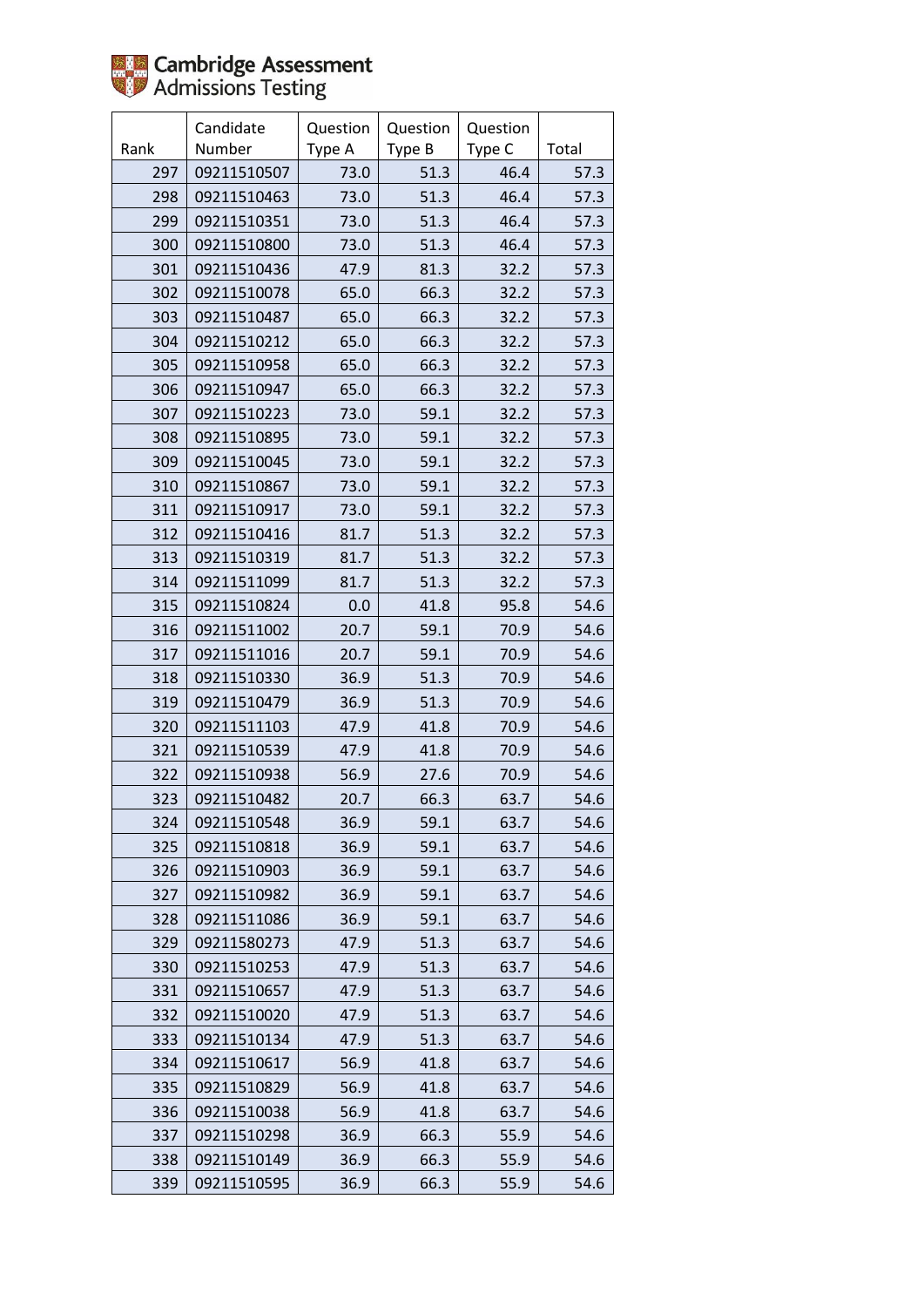| Rank | Candidate Number | Question Type A | Question Type B | Question Type C | Total |
|---|---|---|---|---|---|
| 297 | 09211510507 | 73.0 | 51.3 | 46.4 | 57.3 |
| 298 | 09211510463 | 73.0 | 51.3 | 46.4 | 57.3 |
| 299 | 09211510351 | 73.0 | 51.3 | 46.4 | 57.3 |
| 300 | 09211510800 | 73.0 | 51.3 | 46.4 | 57.3 |
| 301 | 09211510436 | 47.9 | 81.3 | 32.2 | 57.3 |
| 302 | 09211510078 | 65.0 | 66.3 | 32.2 | 57.3 |
| 303 | 09211510487 | 65.0 | 66.3 | 32.2 | 57.3 |
| 304 | 09211510212 | 65.0 | 66.3 | 32.2 | 57.3 |
| 305 | 09211510958 | 65.0 | 66.3 | 32.2 | 57.3 |
| 306 | 09211510947 | 65.0 | 66.3 | 32.2 | 57.3 |
| 307 | 09211510223 | 73.0 | 59.1 | 32.2 | 57.3 |
| 308 | 09211510895 | 73.0 | 59.1 | 32.2 | 57.3 |
| 309 | 09211510045 | 73.0 | 59.1 | 32.2 | 57.3 |
| 310 | 09211510867 | 73.0 | 59.1 | 32.2 | 57.3 |
| 311 | 09211510917 | 73.0 | 59.1 | 32.2 | 57.3 |
| 312 | 09211510416 | 81.7 | 51.3 | 32.2 | 57.3 |
| 313 | 09211510319 | 81.7 | 51.3 | 32.2 | 57.3 |
| 314 | 09211511099 | 81.7 | 51.3 | 32.2 | 57.3 |
| 315 | 09211510824 | 0.0 | 41.8 | 95.8 | 54.6 |
| 316 | 09211511002 | 20.7 | 59.1 | 70.9 | 54.6 |
| 317 | 09211511016 | 20.7 | 59.1 | 70.9 | 54.6 |
| 318 | 09211510330 | 36.9 | 51.3 | 70.9 | 54.6 |
| 319 | 09211510479 | 36.9 | 51.3 | 70.9 | 54.6 |
| 320 | 09211511103 | 47.9 | 41.8 | 70.9 | 54.6 |
| 321 | 09211510539 | 47.9 | 41.8 | 70.9 | 54.6 |
| 322 | 09211510938 | 56.9 | 27.6 | 70.9 | 54.6 |
| 323 | 09211510482 | 20.7 | 66.3 | 63.7 | 54.6 |
| 324 | 09211510548 | 36.9 | 59.1 | 63.7 | 54.6 |
| 325 | 09211510818 | 36.9 | 59.1 | 63.7 | 54.6 |
| 326 | 09211510903 | 36.9 | 59.1 | 63.7 | 54.6 |
| 327 | 09211510982 | 36.9 | 59.1 | 63.7 | 54.6 |
| 328 | 09211511086 | 36.9 | 59.1 | 63.7 | 54.6 |
| 329 | 09211580273 | 47.9 | 51.3 | 63.7 | 54.6 |
| 330 | 09211510253 | 47.9 | 51.3 | 63.7 | 54.6 |
| 331 | 09211510657 | 47.9 | 51.3 | 63.7 | 54.6 |
| 332 | 09211510020 | 47.9 | 51.3 | 63.7 | 54.6 |
| 333 | 09211510134 | 47.9 | 51.3 | 63.7 | 54.6 |
| 334 | 09211510617 | 56.9 | 41.8 | 63.7 | 54.6 |
| 335 | 09211510829 | 56.9 | 41.8 | 63.7 | 54.6 |
| 336 | 09211510038 | 56.9 | 41.8 | 63.7 | 54.6 |
| 337 | 09211510298 | 36.9 | 66.3 | 55.9 | 54.6 |
| 338 | 09211510149 | 36.9 | 66.3 | 55.9 | 54.6 |
| 339 | 09211510595 | 36.9 | 66.3 | 55.9 | 54.6 |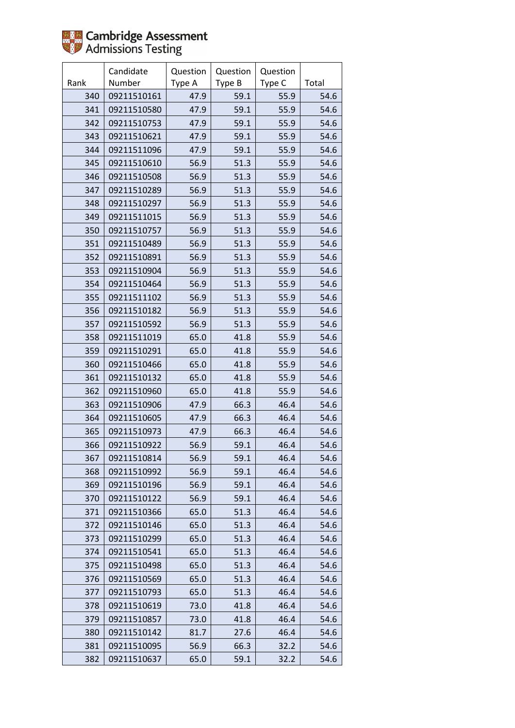| Rank | Candidate Number | Question Type A | Question Type B | Question Type C | Total |
|---|---|---|---|---|---|
| 340 | 09211510161 | 47.9 | 59.1 | 55.9 | 54.6 |
| 341 | 09211510580 | 47.9 | 59.1 | 55.9 | 54.6 |
| 342 | 09211510753 | 47.9 | 59.1 | 55.9 | 54.6 |
| 343 | 09211510621 | 47.9 | 59.1 | 55.9 | 54.6 |
| 344 | 09211511096 | 47.9 | 59.1 | 55.9 | 54.6 |
| 345 | 09211510610 | 56.9 | 51.3 | 55.9 | 54.6 |
| 346 | 09211510508 | 56.9 | 51.3 | 55.9 | 54.6 |
| 347 | 09211510289 | 56.9 | 51.3 | 55.9 | 54.6 |
| 348 | 09211510297 | 56.9 | 51.3 | 55.9 | 54.6 |
| 349 | 09211511015 | 56.9 | 51.3 | 55.9 | 54.6 |
| 350 | 09211510757 | 56.9 | 51.3 | 55.9 | 54.6 |
| 351 | 09211510489 | 56.9 | 51.3 | 55.9 | 54.6 |
| 352 | 09211510891 | 56.9 | 51.3 | 55.9 | 54.6 |
| 353 | 09211510904 | 56.9 | 51.3 | 55.9 | 54.6 |
| 354 | 09211510464 | 56.9 | 51.3 | 55.9 | 54.6 |
| 355 | 09211511102 | 56.9 | 51.3 | 55.9 | 54.6 |
| 356 | 09211510182 | 56.9 | 51.3 | 55.9 | 54.6 |
| 357 | 09211510592 | 56.9 | 51.3 | 55.9 | 54.6 |
| 358 | 09211511019 | 65.0 | 41.8 | 55.9 | 54.6 |
| 359 | 09211510291 | 65.0 | 41.8 | 55.9 | 54.6 |
| 360 | 09211510466 | 65.0 | 41.8 | 55.9 | 54.6 |
| 361 | 09211510132 | 65.0 | 41.8 | 55.9 | 54.6 |
| 362 | 09211510960 | 65.0 | 41.8 | 55.9 | 54.6 |
| 363 | 09211510906 | 47.9 | 66.3 | 46.4 | 54.6 |
| 364 | 09211510605 | 47.9 | 66.3 | 46.4 | 54.6 |
| 365 | 09211510973 | 47.9 | 66.3 | 46.4 | 54.6 |
| 366 | 09211510922 | 56.9 | 59.1 | 46.4 | 54.6 |
| 367 | 09211510814 | 56.9 | 59.1 | 46.4 | 54.6 |
| 368 | 09211510992 | 56.9 | 59.1 | 46.4 | 54.6 |
| 369 | 09211510196 | 56.9 | 59.1 | 46.4 | 54.6 |
| 370 | 09211510122 | 56.9 | 59.1 | 46.4 | 54.6 |
| 371 | 09211510366 | 65.0 | 51.3 | 46.4 | 54.6 |
| 372 | 09211510146 | 65.0 | 51.3 | 46.4 | 54.6 |
| 373 | 09211510299 | 65.0 | 51.3 | 46.4 | 54.6 |
| 374 | 09211510541 | 65.0 | 51.3 | 46.4 | 54.6 |
| 375 | 09211510498 | 65.0 | 51.3 | 46.4 | 54.6 |
| 376 | 09211510569 | 65.0 | 51.3 | 46.4 | 54.6 |
| 377 | 09211510793 | 65.0 | 51.3 | 46.4 | 54.6 |
| 378 | 09211510619 | 73.0 | 41.8 | 46.4 | 54.6 |
| 379 | 09211510857 | 73.0 | 41.8 | 46.4 | 54.6 |
| 380 | 09211510142 | 81.7 | 27.6 | 46.4 | 54.6 |
| 381 | 09211510095 | 56.9 | 66.3 | 32.2 | 54.6 |
| 382 | 09211510637 | 65.0 | 59.1 | 32.2 | 54.6 |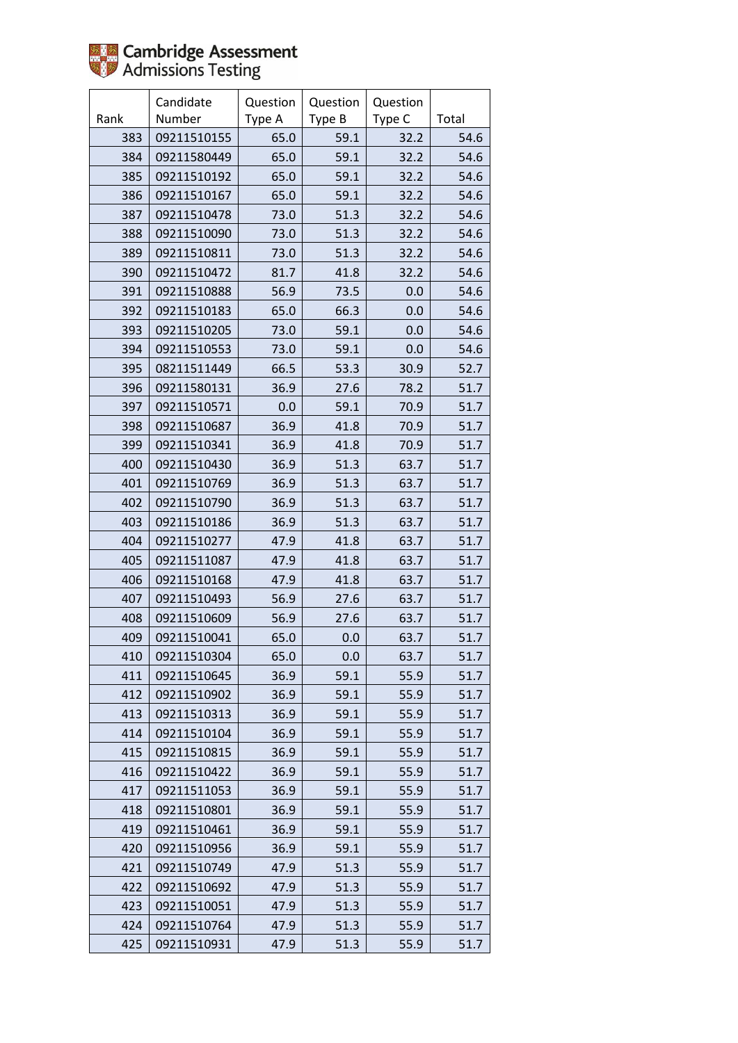| Rank | Candidate Number | Question Type A | Question Type B | Question Type C | Total |
|---|---|---|---|---|---|
| 383 | 09211510155 | 65.0 | 59.1 | 32.2 | 54.6 |
| 384 | 09211580449 | 65.0 | 59.1 | 32.2 | 54.6 |
| 385 | 09211510192 | 65.0 | 59.1 | 32.2 | 54.6 |
| 386 | 09211510167 | 65.0 | 59.1 | 32.2 | 54.6 |
| 387 | 09211510478 | 73.0 | 51.3 | 32.2 | 54.6 |
| 388 | 09211510090 | 73.0 | 51.3 | 32.2 | 54.6 |
| 389 | 09211510811 | 73.0 | 51.3 | 32.2 | 54.6 |
| 390 | 09211510472 | 81.7 | 41.8 | 32.2 | 54.6 |
| 391 | 09211510888 | 56.9 | 73.5 | 0.0 | 54.6 |
| 392 | 09211510183 | 65.0 | 66.3 | 0.0 | 54.6 |
| 393 | 09211510205 | 73.0 | 59.1 | 0.0 | 54.6 |
| 394 | 09211510553 | 73.0 | 59.1 | 0.0 | 54.6 |
| 395 | 08211511449 | 66.5 | 53.3 | 30.9 | 52.7 |
| 396 | 09211580131 | 36.9 | 27.6 | 78.2 | 51.7 |
| 397 | 09211510571 | 0.0 | 59.1 | 70.9 | 51.7 |
| 398 | 09211510687 | 36.9 | 41.8 | 70.9 | 51.7 |
| 399 | 09211510341 | 36.9 | 41.8 | 70.9 | 51.7 |
| 400 | 09211510430 | 36.9 | 51.3 | 63.7 | 51.7 |
| 401 | 09211510769 | 36.9 | 51.3 | 63.7 | 51.7 |
| 402 | 09211510790 | 36.9 | 51.3 | 63.7 | 51.7 |
| 403 | 09211510186 | 36.9 | 51.3 | 63.7 | 51.7 |
| 404 | 09211510277 | 47.9 | 41.8 | 63.7 | 51.7 |
| 405 | 09211511087 | 47.9 | 41.8 | 63.7 | 51.7 |
| 406 | 09211510168 | 47.9 | 41.8 | 63.7 | 51.7 |
| 407 | 09211510493 | 56.9 | 27.6 | 63.7 | 51.7 |
| 408 | 09211510609 | 56.9 | 27.6 | 63.7 | 51.7 |
| 409 | 09211510041 | 65.0 | 0.0 | 63.7 | 51.7 |
| 410 | 09211510304 | 65.0 | 0.0 | 63.7 | 51.7 |
| 411 | 09211510645 | 36.9 | 59.1 | 55.9 | 51.7 |
| 412 | 09211510902 | 36.9 | 59.1 | 55.9 | 51.7 |
| 413 | 09211510313 | 36.9 | 59.1 | 55.9 | 51.7 |
| 414 | 09211510104 | 36.9 | 59.1 | 55.9 | 51.7 |
| 415 | 09211510815 | 36.9 | 59.1 | 55.9 | 51.7 |
| 416 | 09211510422 | 36.9 | 59.1 | 55.9 | 51.7 |
| 417 | 09211511053 | 36.9 | 59.1 | 55.9 | 51.7 |
| 418 | 09211510801 | 36.9 | 59.1 | 55.9 | 51.7 |
| 419 | 09211510461 | 36.9 | 59.1 | 55.9 | 51.7 |
| 420 | 09211510956 | 36.9 | 59.1 | 55.9 | 51.7 |
| 421 | 09211510749 | 47.9 | 51.3 | 55.9 | 51.7 |
| 422 | 09211510692 | 47.9 | 51.3 | 55.9 | 51.7 |
| 423 | 09211510051 | 47.9 | 51.3 | 55.9 | 51.7 |
| 424 | 09211510764 | 47.9 | 51.3 | 55.9 | 51.7 |
| 425 | 09211510931 | 47.9 | 51.3 | 55.9 | 51.7 |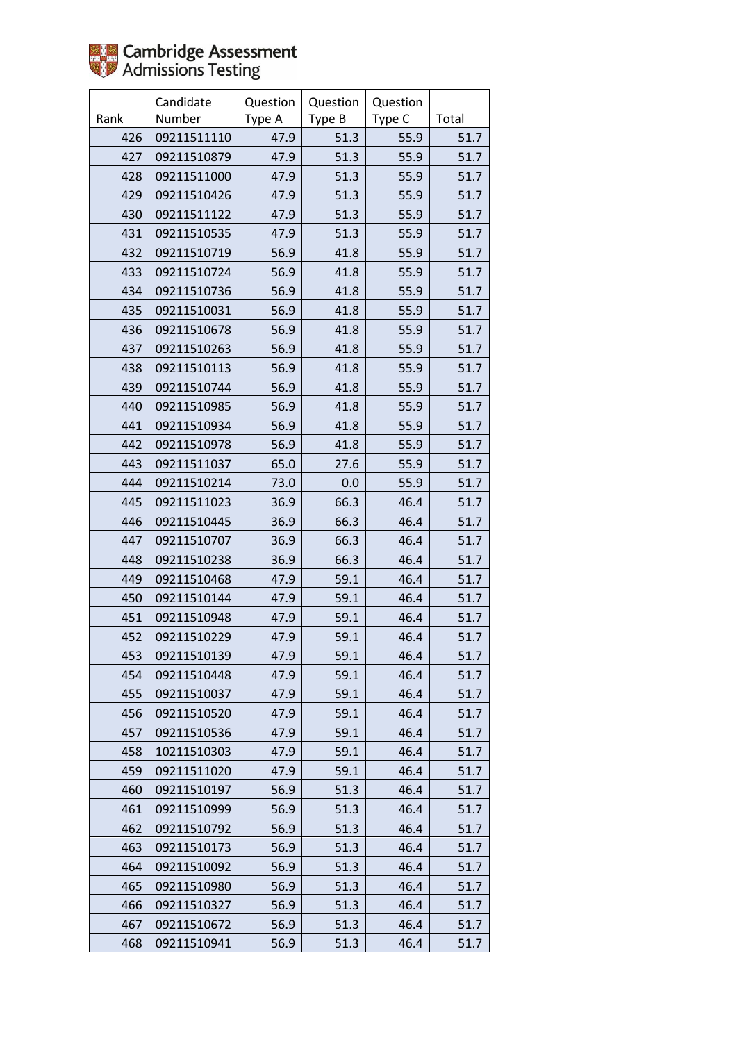| Rank | Candidate Number | Question Type A | Question Type B | Question Type C | Total |
|---|---|---|---|---|---|
| 426 | 09211511110 | 47.9 | 51.3 | 55.9 | 51.7 |
| 427 | 09211510879 | 47.9 | 51.3 | 55.9 | 51.7 |
| 428 | 09211511000 | 47.9 | 51.3 | 55.9 | 51.7 |
| 429 | 09211510426 | 47.9 | 51.3 | 55.9 | 51.7 |
| 430 | 09211511122 | 47.9 | 51.3 | 55.9 | 51.7 |
| 431 | 09211510535 | 47.9 | 51.3 | 55.9 | 51.7 |
| 432 | 09211510719 | 56.9 | 41.8 | 55.9 | 51.7 |
| 433 | 09211510724 | 56.9 | 41.8 | 55.9 | 51.7 |
| 434 | 09211510736 | 56.9 | 41.8 | 55.9 | 51.7 |
| 435 | 09211510031 | 56.9 | 41.8 | 55.9 | 51.7 |
| 436 | 09211510678 | 56.9 | 41.8 | 55.9 | 51.7 |
| 437 | 09211510263 | 56.9 | 41.8 | 55.9 | 51.7 |
| 438 | 09211510113 | 56.9 | 41.8 | 55.9 | 51.7 |
| 439 | 09211510744 | 56.9 | 41.8 | 55.9 | 51.7 |
| 440 | 09211510985 | 56.9 | 41.8 | 55.9 | 51.7 |
| 441 | 09211510934 | 56.9 | 41.8 | 55.9 | 51.7 |
| 442 | 09211510978 | 56.9 | 41.8 | 55.9 | 51.7 |
| 443 | 09211511037 | 65.0 | 27.6 | 55.9 | 51.7 |
| 444 | 09211510214 | 73.0 | 0.0 | 55.9 | 51.7 |
| 445 | 09211511023 | 36.9 | 66.3 | 46.4 | 51.7 |
| 446 | 09211510445 | 36.9 | 66.3 | 46.4 | 51.7 |
| 447 | 09211510707 | 36.9 | 66.3 | 46.4 | 51.7 |
| 448 | 09211510238 | 36.9 | 66.3 | 46.4 | 51.7 |
| 449 | 09211510468 | 47.9 | 59.1 | 46.4 | 51.7 |
| 450 | 09211510144 | 47.9 | 59.1 | 46.4 | 51.7 |
| 451 | 09211510948 | 47.9 | 59.1 | 46.4 | 51.7 |
| 452 | 09211510229 | 47.9 | 59.1 | 46.4 | 51.7 |
| 453 | 09211510139 | 47.9 | 59.1 | 46.4 | 51.7 |
| 454 | 09211510448 | 47.9 | 59.1 | 46.4 | 51.7 |
| 455 | 09211510037 | 47.9 | 59.1 | 46.4 | 51.7 |
| 456 | 09211510520 | 47.9 | 59.1 | 46.4 | 51.7 |
| 457 | 09211510536 | 47.9 | 59.1 | 46.4 | 51.7 |
| 458 | 10211510303 | 47.9 | 59.1 | 46.4 | 51.7 |
| 459 | 09211511020 | 47.9 | 59.1 | 46.4 | 51.7 |
| 460 | 09211510197 | 56.9 | 51.3 | 46.4 | 51.7 |
| 461 | 09211510999 | 56.9 | 51.3 | 46.4 | 51.7 |
| 462 | 09211510792 | 56.9 | 51.3 | 46.4 | 51.7 |
| 463 | 09211510173 | 56.9 | 51.3 | 46.4 | 51.7 |
| 464 | 09211510092 | 56.9 | 51.3 | 46.4 | 51.7 |
| 465 | 09211510980 | 56.9 | 51.3 | 46.4 | 51.7 |
| 466 | 09211510327 | 56.9 | 51.3 | 46.4 | 51.7 |
| 467 | 09211510672 | 56.9 | 51.3 | 46.4 | 51.7 |
| 468 | 09211510941 | 56.9 | 51.3 | 46.4 | 51.7 |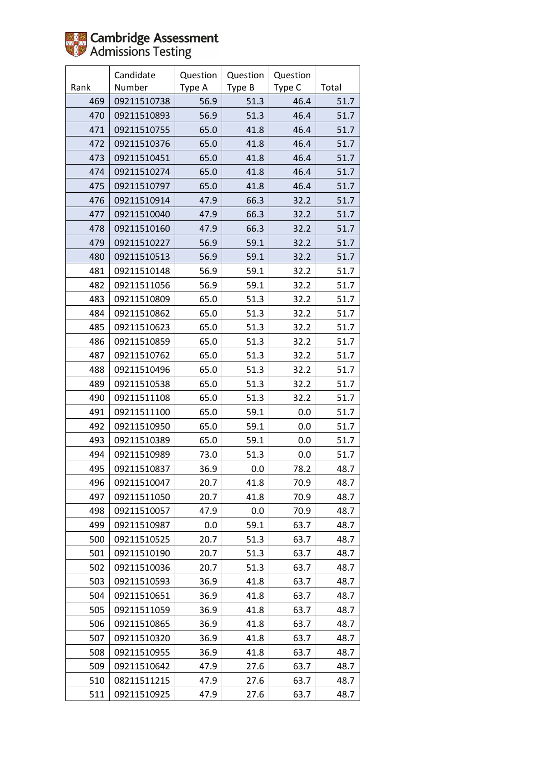Cambridge Assessment Admissions Testing

| Rank | Candidate Number | Question Type A | Question Type B | Question Type C | Total |
|---|---|---|---|---|---|
| 469 | 09211510738 | 56.9 | 51.3 | 46.4 | 51.7 |
| 470 | 09211510893 | 56.9 | 51.3 | 46.4 | 51.7 |
| 471 | 09211510755 | 65.0 | 41.8 | 46.4 | 51.7 |
| 472 | 09211510376 | 65.0 | 41.8 | 46.4 | 51.7 |
| 473 | 09211510451 | 65.0 | 41.8 | 46.4 | 51.7 |
| 474 | 09211510274 | 65.0 | 41.8 | 46.4 | 51.7 |
| 475 | 09211510797 | 65.0 | 41.8 | 46.4 | 51.7 |
| 476 | 09211510914 | 47.9 | 66.3 | 32.2 | 51.7 |
| 477 | 09211510040 | 47.9 | 66.3 | 32.2 | 51.7 |
| 478 | 09211510160 | 47.9 | 66.3 | 32.2 | 51.7 |
| 479 | 09211510227 | 56.9 | 59.1 | 32.2 | 51.7 |
| 480 | 09211510513 | 56.9 | 59.1 | 32.2 | 51.7 |
| 481 | 09211510148 | 56.9 | 59.1 | 32.2 | 51.7 |
| 482 | 09211511056 | 56.9 | 59.1 | 32.2 | 51.7 |
| 483 | 09211510809 | 65.0 | 51.3 | 32.2 | 51.7 |
| 484 | 09211510862 | 65.0 | 51.3 | 32.2 | 51.7 |
| 485 | 09211510623 | 65.0 | 51.3 | 32.2 | 51.7 |
| 486 | 09211510859 | 65.0 | 51.3 | 32.2 | 51.7 |
| 487 | 09211510762 | 65.0 | 51.3 | 32.2 | 51.7 |
| 488 | 09211510496 | 65.0 | 51.3 | 32.2 | 51.7 |
| 489 | 09211510538 | 65.0 | 51.3 | 32.2 | 51.7 |
| 490 | 09211511108 | 65.0 | 51.3 | 32.2 | 51.7 |
| 491 | 09211511100 | 65.0 | 59.1 | 0.0 | 51.7 |
| 492 | 09211510950 | 65.0 | 59.1 | 0.0 | 51.7 |
| 493 | 09211510389 | 65.0 | 59.1 | 0.0 | 51.7 |
| 494 | 09211510989 | 73.0 | 51.3 | 0.0 | 51.7 |
| 495 | 09211510837 | 36.9 | 0.0 | 78.2 | 48.7 |
| 496 | 09211510047 | 20.7 | 41.8 | 70.9 | 48.7 |
| 497 | 09211511050 | 20.7 | 41.8 | 70.9 | 48.7 |
| 498 | 09211510057 | 47.9 | 0.0 | 70.9 | 48.7 |
| 499 | 09211510987 | 0.0 | 59.1 | 63.7 | 48.7 |
| 500 | 09211510525 | 20.7 | 51.3 | 63.7 | 48.7 |
| 501 | 09211510190 | 20.7 | 51.3 | 63.7 | 48.7 |
| 502 | 09211510036 | 20.7 | 51.3 | 63.7 | 48.7 |
| 503 | 09211510593 | 36.9 | 41.8 | 63.7 | 48.7 |
| 504 | 09211510651 | 36.9 | 41.8 | 63.7 | 48.7 |
| 505 | 09211511059 | 36.9 | 41.8 | 63.7 | 48.7 |
| 506 | 09211510865 | 36.9 | 41.8 | 63.7 | 48.7 |
| 507 | 09211510320 | 36.9 | 41.8 | 63.7 | 48.7 |
| 508 | 09211510955 | 36.9 | 41.8 | 63.7 | 48.7 |
| 509 | 09211510642 | 47.9 | 27.6 | 63.7 | 48.7 |
| 510 | 08211511215 | 47.9 | 27.6 | 63.7 | 48.7 |
| 511 | 09211510925 | 47.9 | 27.6 | 63.7 | 48.7 |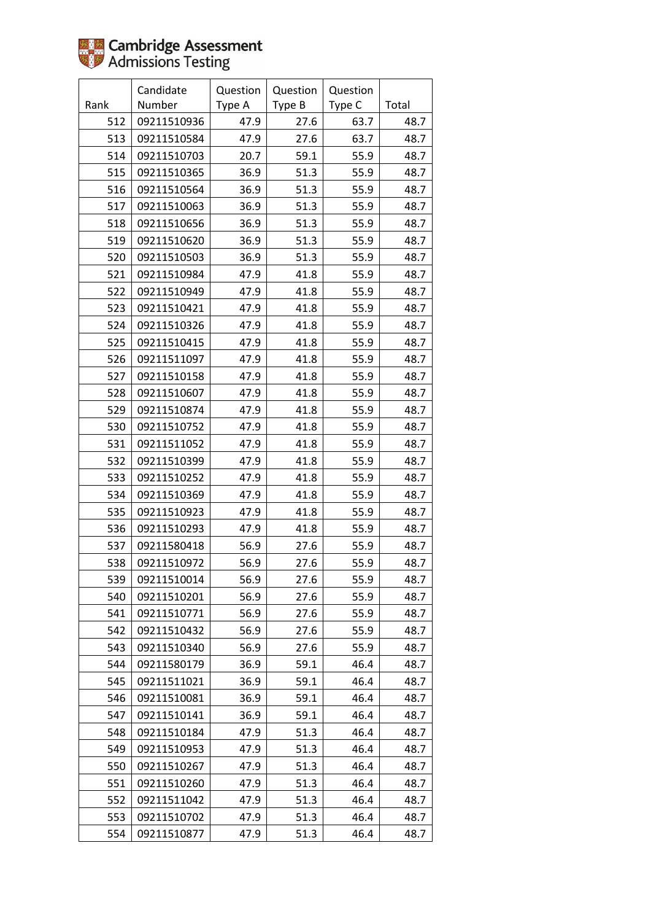Cambridge Assessment Admissions Testing

| Rank | Candidate Number | Question Type A | Question Type B | Question Type C | Total |
|---|---|---|---|---|---|
| 512 | 09211510936 | 47.9 | 27.6 | 63.7 | 48.7 |
| 513 | 09211510584 | 47.9 | 27.6 | 63.7 | 48.7 |
| 514 | 09211510703 | 20.7 | 59.1 | 55.9 | 48.7 |
| 515 | 09211510365 | 36.9 | 51.3 | 55.9 | 48.7 |
| 516 | 09211510564 | 36.9 | 51.3 | 55.9 | 48.7 |
| 517 | 09211510063 | 36.9 | 51.3 | 55.9 | 48.7 |
| 518 | 09211510656 | 36.9 | 51.3 | 55.9 | 48.7 |
| 519 | 09211510620 | 36.9 | 51.3 | 55.9 | 48.7 |
| 520 | 09211510503 | 36.9 | 51.3 | 55.9 | 48.7 |
| 521 | 09211510984 | 47.9 | 41.8 | 55.9 | 48.7 |
| 522 | 09211510949 | 47.9 | 41.8 | 55.9 | 48.7 |
| 523 | 09211510421 | 47.9 | 41.8 | 55.9 | 48.7 |
| 524 | 09211510326 | 47.9 | 41.8 | 55.9 | 48.7 |
| 525 | 09211510415 | 47.9 | 41.8 | 55.9 | 48.7 |
| 526 | 09211511097 | 47.9 | 41.8 | 55.9 | 48.7 |
| 527 | 09211510158 | 47.9 | 41.8 | 55.9 | 48.7 |
| 528 | 09211510607 | 47.9 | 41.8 | 55.9 | 48.7 |
| 529 | 09211510874 | 47.9 | 41.8 | 55.9 | 48.7 |
| 530 | 09211510752 | 47.9 | 41.8 | 55.9 | 48.7 |
| 531 | 09211511052 | 47.9 | 41.8 | 55.9 | 48.7 |
| 532 | 09211510399 | 47.9 | 41.8 | 55.9 | 48.7 |
| 533 | 09211510252 | 47.9 | 41.8 | 55.9 | 48.7 |
| 534 | 09211510369 | 47.9 | 41.8 | 55.9 | 48.7 |
| 535 | 09211510923 | 47.9 | 41.8 | 55.9 | 48.7 |
| 536 | 09211510293 | 47.9 | 41.8 | 55.9 | 48.7 |
| 537 | 09211580418 | 56.9 | 27.6 | 55.9 | 48.7 |
| 538 | 09211510972 | 56.9 | 27.6 | 55.9 | 48.7 |
| 539 | 09211510014 | 56.9 | 27.6 | 55.9 | 48.7 |
| 540 | 09211510201 | 56.9 | 27.6 | 55.9 | 48.7 |
| 541 | 09211510771 | 56.9 | 27.6 | 55.9 | 48.7 |
| 542 | 09211510432 | 56.9 | 27.6 | 55.9 | 48.7 |
| 543 | 09211510340 | 56.9 | 27.6 | 55.9 | 48.7 |
| 544 | 09211580179 | 36.9 | 59.1 | 46.4 | 48.7 |
| 545 | 09211511021 | 36.9 | 59.1 | 46.4 | 48.7 |
| 546 | 09211510081 | 36.9 | 59.1 | 46.4 | 48.7 |
| 547 | 09211510141 | 36.9 | 59.1 | 46.4 | 48.7 |
| 548 | 09211510184 | 47.9 | 51.3 | 46.4 | 48.7 |
| 549 | 09211510953 | 47.9 | 51.3 | 46.4 | 48.7 |
| 550 | 09211510267 | 47.9 | 51.3 | 46.4 | 48.7 |
| 551 | 09211510260 | 47.9 | 51.3 | 46.4 | 48.7 |
| 552 | 09211511042 | 47.9 | 51.3 | 46.4 | 48.7 |
| 553 | 09211510702 | 47.9 | 51.3 | 46.4 | 48.7 |
| 554 | 09211510877 | 47.9 | 51.3 | 46.4 | 48.7 |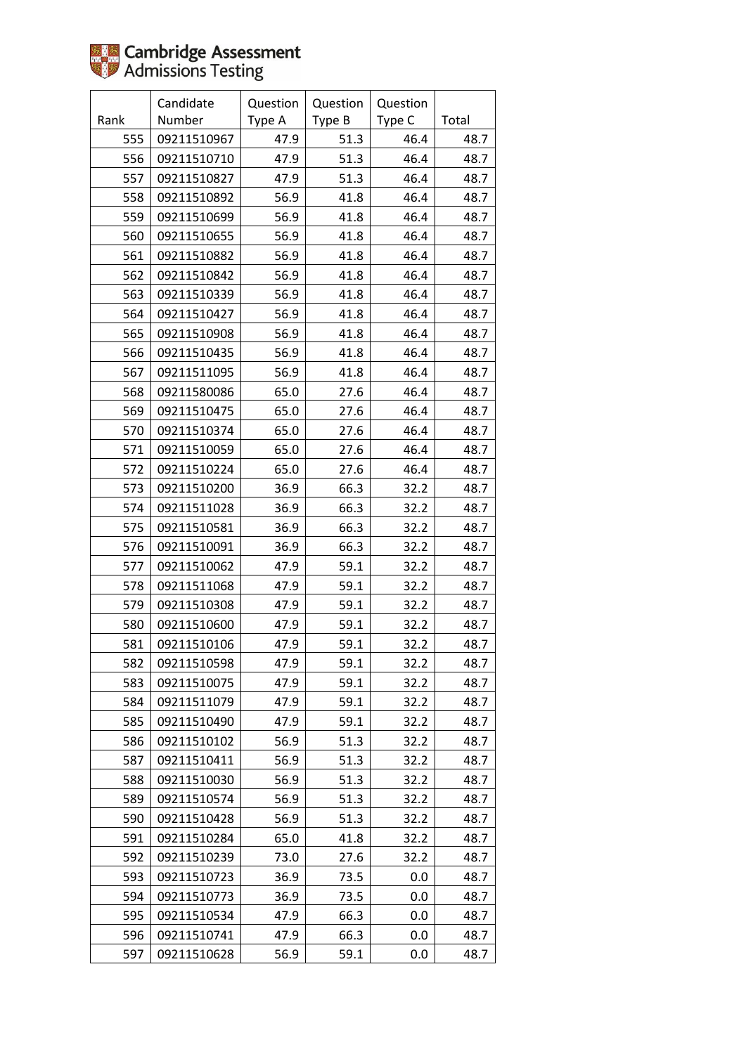| Rank | Candidate Number | Question Type A | Question Type B | Question Type C | Total |
|---|---|---|---|---|---|
| 555 | 09211510967 | 47.9 | 51.3 | 46.4 | 48.7 |
| 556 | 09211510710 | 47.9 | 51.3 | 46.4 | 48.7 |
| 557 | 09211510827 | 47.9 | 51.3 | 46.4 | 48.7 |
| 558 | 09211510892 | 56.9 | 41.8 | 46.4 | 48.7 |
| 559 | 09211510699 | 56.9 | 41.8 | 46.4 | 48.7 |
| 560 | 09211510655 | 56.9 | 41.8 | 46.4 | 48.7 |
| 561 | 09211510882 | 56.9 | 41.8 | 46.4 | 48.7 |
| 562 | 09211510842 | 56.9 | 41.8 | 46.4 | 48.7 |
| 563 | 09211510339 | 56.9 | 41.8 | 46.4 | 48.7 |
| 564 | 09211510427 | 56.9 | 41.8 | 46.4 | 48.7 |
| 565 | 09211510908 | 56.9 | 41.8 | 46.4 | 48.7 |
| 566 | 09211510435 | 56.9 | 41.8 | 46.4 | 48.7 |
| 567 | 09211511095 | 56.9 | 41.8 | 46.4 | 48.7 |
| 568 | 09211580086 | 65.0 | 27.6 | 46.4 | 48.7 |
| 569 | 09211510475 | 65.0 | 27.6 | 46.4 | 48.7 |
| 570 | 09211510374 | 65.0 | 27.6 | 46.4 | 48.7 |
| 571 | 09211510059 | 65.0 | 27.6 | 46.4 | 48.7 |
| 572 | 09211510224 | 65.0 | 27.6 | 46.4 | 48.7 |
| 573 | 09211510200 | 36.9 | 66.3 | 32.2 | 48.7 |
| 574 | 09211511028 | 36.9 | 66.3 | 32.2 | 48.7 |
| 575 | 09211510581 | 36.9 | 66.3 | 32.2 | 48.7 |
| 576 | 09211510091 | 36.9 | 66.3 | 32.2 | 48.7 |
| 577 | 09211510062 | 47.9 | 59.1 | 32.2 | 48.7 |
| 578 | 09211511068 | 47.9 | 59.1 | 32.2 | 48.7 |
| 579 | 09211510308 | 47.9 | 59.1 | 32.2 | 48.7 |
| 580 | 09211510600 | 47.9 | 59.1 | 32.2 | 48.7 |
| 581 | 09211510106 | 47.9 | 59.1 | 32.2 | 48.7 |
| 582 | 09211510598 | 47.9 | 59.1 | 32.2 | 48.7 |
| 583 | 09211510075 | 47.9 | 59.1 | 32.2 | 48.7 |
| 584 | 09211511079 | 47.9 | 59.1 | 32.2 | 48.7 |
| 585 | 09211510490 | 47.9 | 59.1 | 32.2 | 48.7 |
| 586 | 09211510102 | 56.9 | 51.3 | 32.2 | 48.7 |
| 587 | 09211510411 | 56.9 | 51.3 | 32.2 | 48.7 |
| 588 | 09211510030 | 56.9 | 51.3 | 32.2 | 48.7 |
| 589 | 09211510574 | 56.9 | 51.3 | 32.2 | 48.7 |
| 590 | 09211510428 | 56.9 | 51.3 | 32.2 | 48.7 |
| 591 | 09211510284 | 65.0 | 41.8 | 32.2 | 48.7 |
| 592 | 09211510239 | 73.0 | 27.6 | 32.2 | 48.7 |
| 593 | 09211510723 | 36.9 | 73.5 | 0.0 | 48.7 |
| 594 | 09211510773 | 36.9 | 73.5 | 0.0 | 48.7 |
| 595 | 09211510534 | 47.9 | 66.3 | 0.0 | 48.7 |
| 596 | 09211510741 | 47.9 | 66.3 | 0.0 | 48.7 |
| 597 | 09211510628 | 56.9 | 59.1 | 0.0 | 48.7 |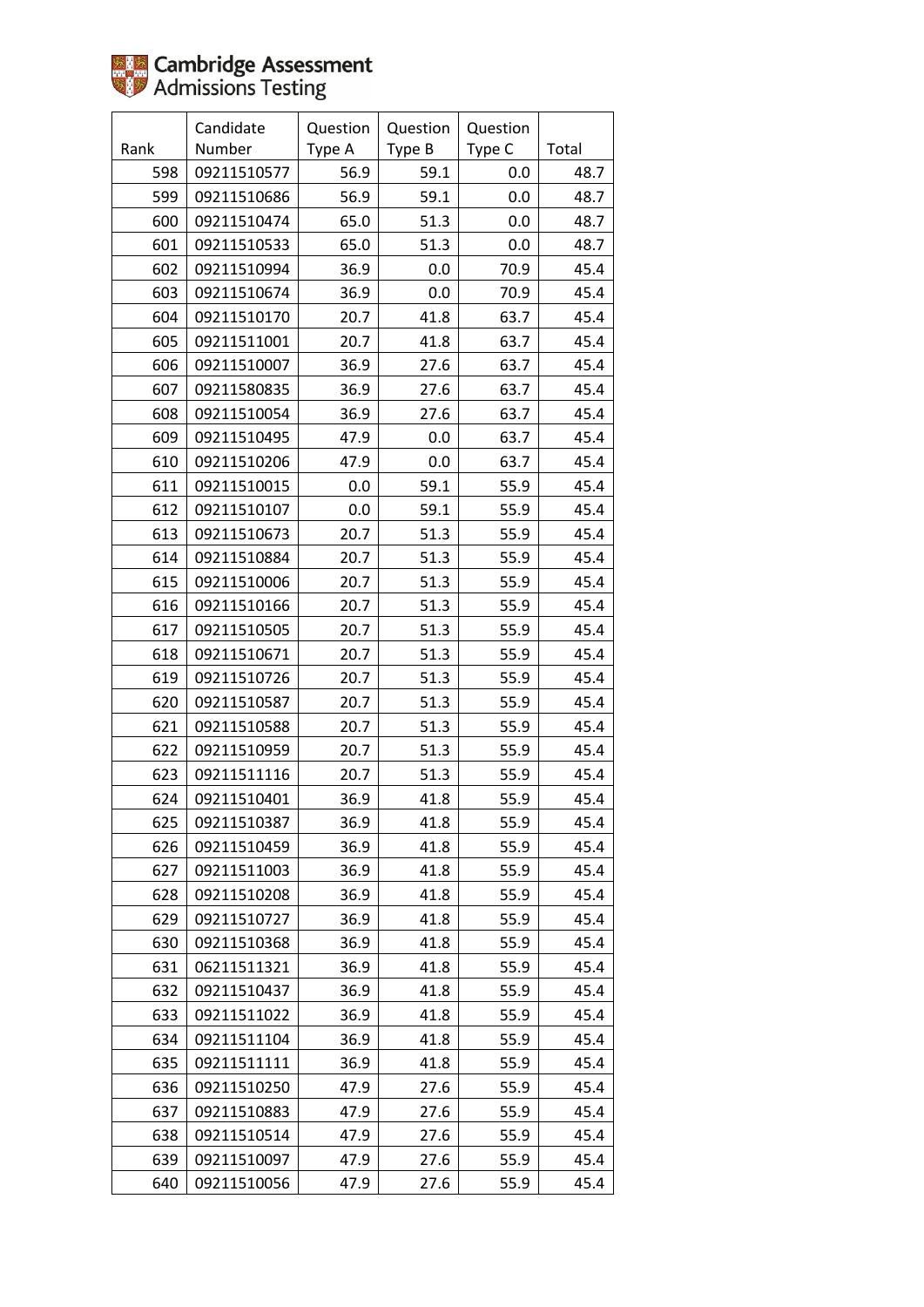Cambridge Assessment Admissions Testing

| Rank | Candidate Number | Question Type A | Question Type B | Question Type C | Total |
|---|---|---|---|---|---|
| 598 | 09211510577 | 56.9 | 59.1 | 0.0 | 48.7 |
| 599 | 09211510686 | 56.9 | 59.1 | 0.0 | 48.7 |
| 600 | 09211510474 | 65.0 | 51.3 | 0.0 | 48.7 |
| 601 | 09211510533 | 65.0 | 51.3 | 0.0 | 48.7 |
| 602 | 09211510994 | 36.9 | 0.0 | 70.9 | 45.4 |
| 603 | 09211510674 | 36.9 | 0.0 | 70.9 | 45.4 |
| 604 | 09211510170 | 20.7 | 41.8 | 63.7 | 45.4 |
| 605 | 09211511001 | 20.7 | 41.8 | 63.7 | 45.4 |
| 606 | 09211510007 | 36.9 | 27.6 | 63.7 | 45.4 |
| 607 | 09211580835 | 36.9 | 27.6 | 63.7 | 45.4 |
| 608 | 09211510054 | 36.9 | 27.6 | 63.7 | 45.4 |
| 609 | 09211510495 | 47.9 | 0.0 | 63.7 | 45.4 |
| 610 | 09211510206 | 47.9 | 0.0 | 63.7 | 45.4 |
| 611 | 09211510015 | 0.0 | 59.1 | 55.9 | 45.4 |
| 612 | 09211510107 | 0.0 | 59.1 | 55.9 | 45.4 |
| 613 | 09211510673 | 20.7 | 51.3 | 55.9 | 45.4 |
| 614 | 09211510884 | 20.7 | 51.3 | 55.9 | 45.4 |
| 615 | 09211510006 | 20.7 | 51.3 | 55.9 | 45.4 |
| 616 | 09211510166 | 20.7 | 51.3 | 55.9 | 45.4 |
| 617 | 09211510505 | 20.7 | 51.3 | 55.9 | 45.4 |
| 618 | 09211510671 | 20.7 | 51.3 | 55.9 | 45.4 |
| 619 | 09211510726 | 20.7 | 51.3 | 55.9 | 45.4 |
| 620 | 09211510587 | 20.7 | 51.3 | 55.9 | 45.4 |
| 621 | 09211510588 | 20.7 | 51.3 | 55.9 | 45.4 |
| 622 | 09211510959 | 20.7 | 51.3 | 55.9 | 45.4 |
| 623 | 09211511116 | 20.7 | 51.3 | 55.9 | 45.4 |
| 624 | 09211510401 | 36.9 | 41.8 | 55.9 | 45.4 |
| 625 | 09211510387 | 36.9 | 41.8 | 55.9 | 45.4 |
| 626 | 09211510459 | 36.9 | 41.8 | 55.9 | 45.4 |
| 627 | 09211511003 | 36.9 | 41.8 | 55.9 | 45.4 |
| 628 | 09211510208 | 36.9 | 41.8 | 55.9 | 45.4 |
| 629 | 09211510727 | 36.9 | 41.8 | 55.9 | 45.4 |
| 630 | 09211510368 | 36.9 | 41.8 | 55.9 | 45.4 |
| 631 | 06211511321 | 36.9 | 41.8 | 55.9 | 45.4 |
| 632 | 09211510437 | 36.9 | 41.8 | 55.9 | 45.4 |
| 633 | 09211511022 | 36.9 | 41.8 | 55.9 | 45.4 |
| 634 | 09211511104 | 36.9 | 41.8 | 55.9 | 45.4 |
| 635 | 09211511111 | 36.9 | 41.8 | 55.9 | 45.4 |
| 636 | 09211510250 | 47.9 | 27.6 | 55.9 | 45.4 |
| 637 | 09211510883 | 47.9 | 27.6 | 55.9 | 45.4 |
| 638 | 09211510514 | 47.9 | 27.6 | 55.9 | 45.4 |
| 639 | 09211510097 | 47.9 | 27.6 | 55.9 | 45.4 |
| 640 | 09211510056 | 47.9 | 27.6 | 55.9 | 45.4 |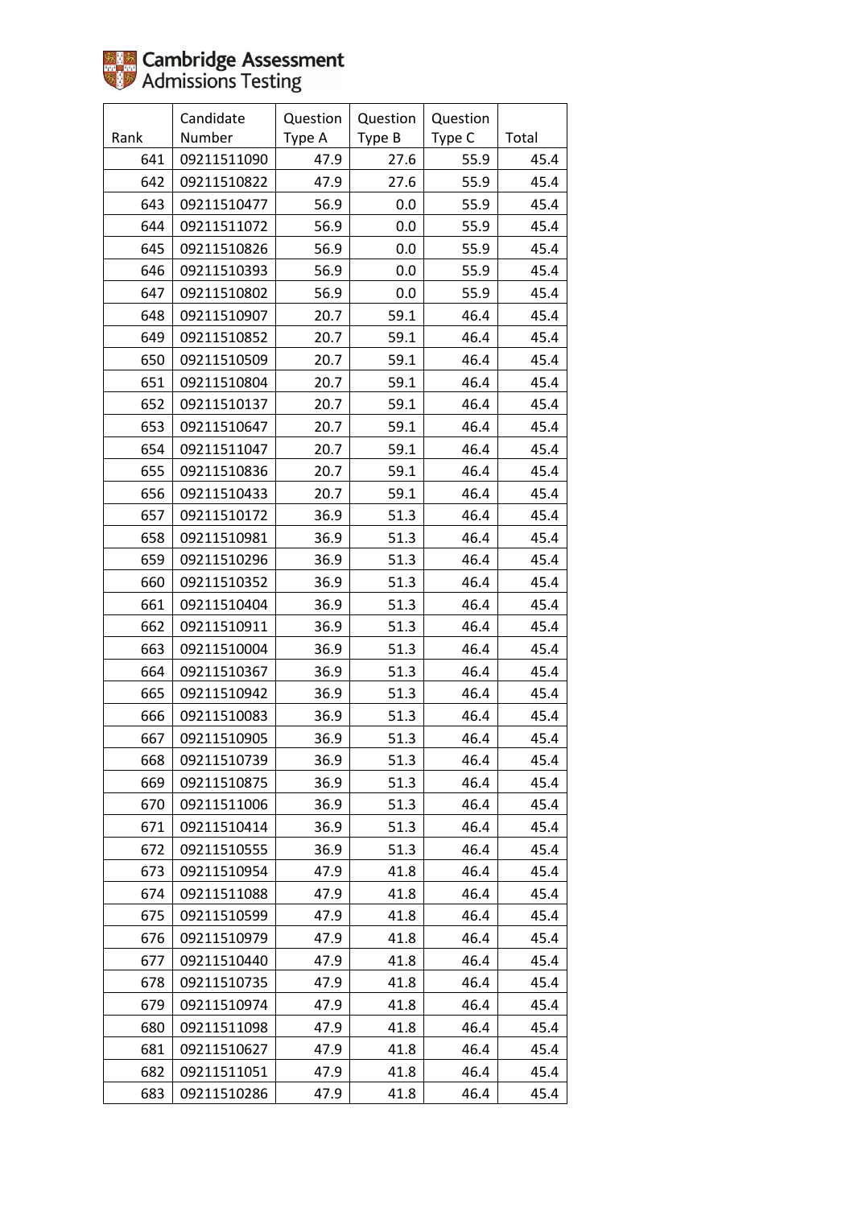Cambridge Assessment Admissions Testing

| Rank | Candidate Number | Question Type A | Question Type B | Question Type C | Total |
|---|---|---|---|---|---|
| 641 | 09211511090 | 47.9 | 27.6 | 55.9 | 45.4 |
| 642 | 09211510822 | 47.9 | 27.6 | 55.9 | 45.4 |
| 643 | 09211510477 | 56.9 | 0.0 | 55.9 | 45.4 |
| 644 | 09211511072 | 56.9 | 0.0 | 55.9 | 45.4 |
| 645 | 09211510826 | 56.9 | 0.0 | 55.9 | 45.4 |
| 646 | 09211510393 | 56.9 | 0.0 | 55.9 | 45.4 |
| 647 | 09211510802 | 56.9 | 0.0 | 55.9 | 45.4 |
| 648 | 09211510907 | 20.7 | 59.1 | 46.4 | 45.4 |
| 649 | 09211510852 | 20.7 | 59.1 | 46.4 | 45.4 |
| 650 | 09211510509 | 20.7 | 59.1 | 46.4 | 45.4 |
| 651 | 09211510804 | 20.7 | 59.1 | 46.4 | 45.4 |
| 652 | 09211510137 | 20.7 | 59.1 | 46.4 | 45.4 |
| 653 | 09211510647 | 20.7 | 59.1 | 46.4 | 45.4 |
| 654 | 09211511047 | 20.7 | 59.1 | 46.4 | 45.4 |
| 655 | 09211510836 | 20.7 | 59.1 | 46.4 | 45.4 |
| 656 | 09211510433 | 20.7 | 59.1 | 46.4 | 45.4 |
| 657 | 09211510172 | 36.9 | 51.3 | 46.4 | 45.4 |
| 658 | 09211510981 | 36.9 | 51.3 | 46.4 | 45.4 |
| 659 | 09211510296 | 36.9 | 51.3 | 46.4 | 45.4 |
| 660 | 09211510352 | 36.9 | 51.3 | 46.4 | 45.4 |
| 661 | 09211510404 | 36.9 | 51.3 | 46.4 | 45.4 |
| 662 | 09211510911 | 36.9 | 51.3 | 46.4 | 45.4 |
| 663 | 09211510004 | 36.9 | 51.3 | 46.4 | 45.4 |
| 664 | 09211510367 | 36.9 | 51.3 | 46.4 | 45.4 |
| 665 | 09211510942 | 36.9 | 51.3 | 46.4 | 45.4 |
| 666 | 09211510083 | 36.9 | 51.3 | 46.4 | 45.4 |
| 667 | 09211510905 | 36.9 | 51.3 | 46.4 | 45.4 |
| 668 | 09211510739 | 36.9 | 51.3 | 46.4 | 45.4 |
| 669 | 09211510875 | 36.9 | 51.3 | 46.4 | 45.4 |
| 670 | 09211511006 | 36.9 | 51.3 | 46.4 | 45.4 |
| 671 | 09211510414 | 36.9 | 51.3 | 46.4 | 45.4 |
| 672 | 09211510555 | 36.9 | 51.3 | 46.4 | 45.4 |
| 673 | 09211510954 | 47.9 | 41.8 | 46.4 | 45.4 |
| 674 | 09211511088 | 47.9 | 41.8 | 46.4 | 45.4 |
| 675 | 09211510599 | 47.9 | 41.8 | 46.4 | 45.4 |
| 676 | 09211510979 | 47.9 | 41.8 | 46.4 | 45.4 |
| 677 | 09211510440 | 47.9 | 41.8 | 46.4 | 45.4 |
| 678 | 09211510735 | 47.9 | 41.8 | 46.4 | 45.4 |
| 679 | 09211510974 | 47.9 | 41.8 | 46.4 | 45.4 |
| 680 | 09211511098 | 47.9 | 41.8 | 46.4 | 45.4 |
| 681 | 09211510627 | 47.9 | 41.8 | 46.4 | 45.4 |
| 682 | 09211511051 | 47.9 | 41.8 | 46.4 | 45.4 |
| 683 | 09211510286 | 47.9 | 41.8 | 46.4 | 45.4 |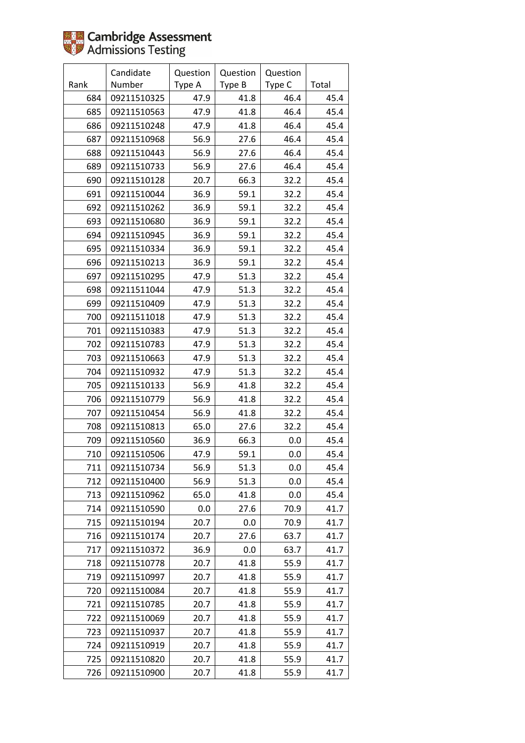Cambridge Assessment Admissions Testing

| Rank | Candidate Number | Question Type A | Question Type B | Question Type C | Total |
|---|---|---|---|---|---|
| 684 | 09211510325 | 47.9 | 41.8 | 46.4 | 45.4 |
| 685 | 09211510563 | 47.9 | 41.8 | 46.4 | 45.4 |
| 686 | 09211510248 | 47.9 | 41.8 | 46.4 | 45.4 |
| 687 | 09211510968 | 56.9 | 27.6 | 46.4 | 45.4 |
| 688 | 09211510443 | 56.9 | 27.6 | 46.4 | 45.4 |
| 689 | 09211510733 | 56.9 | 27.6 | 46.4 | 45.4 |
| 690 | 09211510128 | 20.7 | 66.3 | 32.2 | 45.4 |
| 691 | 09211510044 | 36.9 | 59.1 | 32.2 | 45.4 |
| 692 | 09211510262 | 36.9 | 59.1 | 32.2 | 45.4 |
| 693 | 09211510680 | 36.9 | 59.1 | 32.2 | 45.4 |
| 694 | 09211510945 | 36.9 | 59.1 | 32.2 | 45.4 |
| 695 | 09211510334 | 36.9 | 59.1 | 32.2 | 45.4 |
| 696 | 09211510213 | 36.9 | 59.1 | 32.2 | 45.4 |
| 697 | 09211510295 | 47.9 | 51.3 | 32.2 | 45.4 |
| 698 | 09211511044 | 47.9 | 51.3 | 32.2 | 45.4 |
| 699 | 09211510409 | 47.9 | 51.3 | 32.2 | 45.4 |
| 700 | 09211511018 | 47.9 | 51.3 | 32.2 | 45.4 |
| 701 | 09211510383 | 47.9 | 51.3 | 32.2 | 45.4 |
| 702 | 09211510783 | 47.9 | 51.3 | 32.2 | 45.4 |
| 703 | 09211510663 | 47.9 | 51.3 | 32.2 | 45.4 |
| 704 | 09211510932 | 47.9 | 51.3 | 32.2 | 45.4 |
| 705 | 09211510133 | 56.9 | 41.8 | 32.2 | 45.4 |
| 706 | 09211510779 | 56.9 | 41.8 | 32.2 | 45.4 |
| 707 | 09211510454 | 56.9 | 41.8 | 32.2 | 45.4 |
| 708 | 09211510813 | 65.0 | 27.6 | 32.2 | 45.4 |
| 709 | 09211510560 | 36.9 | 66.3 | 0.0 | 45.4 |
| 710 | 09211510506 | 47.9 | 59.1 | 0.0 | 45.4 |
| 711 | 09211510734 | 56.9 | 51.3 | 0.0 | 45.4 |
| 712 | 09211510400 | 56.9 | 51.3 | 0.0 | 45.4 |
| 713 | 09211510962 | 65.0 | 41.8 | 0.0 | 45.4 |
| 714 | 09211510590 | 0.0 | 27.6 | 70.9 | 41.7 |
| 715 | 09211510194 | 20.7 | 0.0 | 70.9 | 41.7 |
| 716 | 09211510174 | 20.7 | 27.6 | 63.7 | 41.7 |
| 717 | 09211510372 | 36.9 | 0.0 | 63.7 | 41.7 |
| 718 | 09211510778 | 20.7 | 41.8 | 55.9 | 41.7 |
| 719 | 09211510997 | 20.7 | 41.8 | 55.9 | 41.7 |
| 720 | 09211510084 | 20.7 | 41.8 | 55.9 | 41.7 |
| 721 | 09211510785 | 20.7 | 41.8 | 55.9 | 41.7 |
| 722 | 09211510069 | 20.7 | 41.8 | 55.9 | 41.7 |
| 723 | 09211510937 | 20.7 | 41.8 | 55.9 | 41.7 |
| 724 | 09211510919 | 20.7 | 41.8 | 55.9 | 41.7 |
| 725 | 09211510820 | 20.7 | 41.8 | 55.9 | 41.7 |
| 726 | 09211510900 | 20.7 | 41.8 | 55.9 | 41.7 |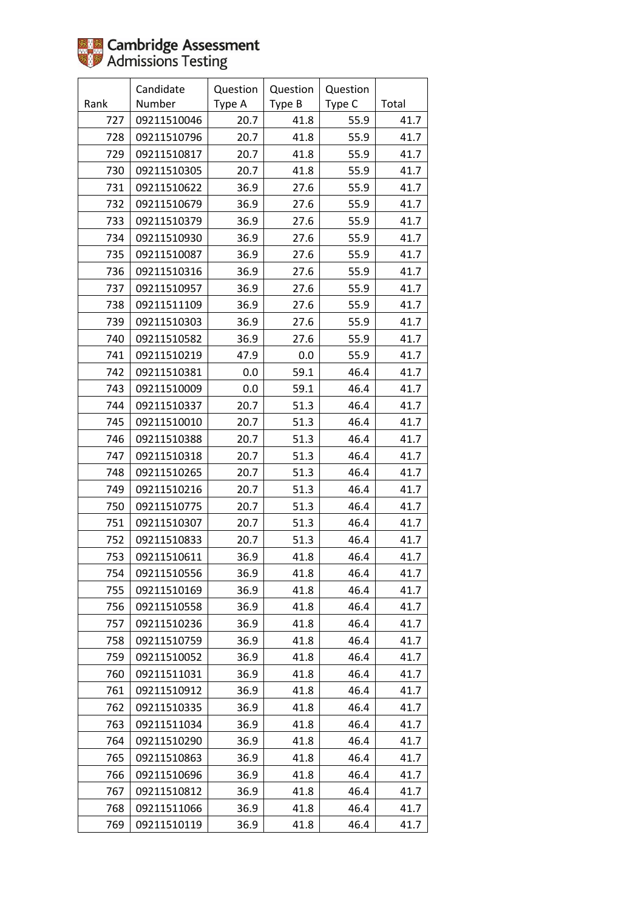Cambridge Assessment Admissions Testing

| Rank | Candidate Number | Question Type A | Question Type B | Question Type C | Total |
|---|---|---|---|---|---|
| 727 | 09211510046 | 20.7 | 41.8 | 55.9 | 41.7 |
| 728 | 09211510796 | 20.7 | 41.8 | 55.9 | 41.7 |
| 729 | 09211510817 | 20.7 | 41.8 | 55.9 | 41.7 |
| 730 | 09211510305 | 20.7 | 41.8 | 55.9 | 41.7 |
| 731 | 09211510622 | 36.9 | 27.6 | 55.9 | 41.7 |
| 732 | 09211510679 | 36.9 | 27.6 | 55.9 | 41.7 |
| 733 | 09211510379 | 36.9 | 27.6 | 55.9 | 41.7 |
| 734 | 09211510930 | 36.9 | 27.6 | 55.9 | 41.7 |
| 735 | 09211510087 | 36.9 | 27.6 | 55.9 | 41.7 |
| 736 | 09211510316 | 36.9 | 27.6 | 55.9 | 41.7 |
| 737 | 09211510957 | 36.9 | 27.6 | 55.9 | 41.7 |
| 738 | 09211511109 | 36.9 | 27.6 | 55.9 | 41.7 |
| 739 | 09211510303 | 36.9 | 27.6 | 55.9 | 41.7 |
| 740 | 09211510582 | 36.9 | 27.6 | 55.9 | 41.7 |
| 741 | 09211510219 | 47.9 | 0.0 | 55.9 | 41.7 |
| 742 | 09211510381 | 0.0 | 59.1 | 46.4 | 41.7 |
| 743 | 09211510009 | 0.0 | 59.1 | 46.4 | 41.7 |
| 744 | 09211510337 | 20.7 | 51.3 | 46.4 | 41.7 |
| 745 | 09211510010 | 20.7 | 51.3 | 46.4 | 41.7 |
| 746 | 09211510388 | 20.7 | 51.3 | 46.4 | 41.7 |
| 747 | 09211510318 | 20.7 | 51.3 | 46.4 | 41.7 |
| 748 | 09211510265 | 20.7 | 51.3 | 46.4 | 41.7 |
| 749 | 09211510216 | 20.7 | 51.3 | 46.4 | 41.7 |
| 750 | 09211510775 | 20.7 | 51.3 | 46.4 | 41.7 |
| 751 | 09211510307 | 20.7 | 51.3 | 46.4 | 41.7 |
| 752 | 09211510833 | 20.7 | 51.3 | 46.4 | 41.7 |
| 753 | 09211510611 | 36.9 | 41.8 | 46.4 | 41.7 |
| 754 | 09211510556 | 36.9 | 41.8 | 46.4 | 41.7 |
| 755 | 09211510169 | 36.9 | 41.8 | 46.4 | 41.7 |
| 756 | 09211510558 | 36.9 | 41.8 | 46.4 | 41.7 |
| 757 | 09211510236 | 36.9 | 41.8 | 46.4 | 41.7 |
| 758 | 09211510759 | 36.9 | 41.8 | 46.4 | 41.7 |
| 759 | 09211510052 | 36.9 | 41.8 | 46.4 | 41.7 |
| 760 | 09211511031 | 36.9 | 41.8 | 46.4 | 41.7 |
| 761 | 09211510912 | 36.9 | 41.8 | 46.4 | 41.7 |
| 762 | 09211510335 | 36.9 | 41.8 | 46.4 | 41.7 |
| 763 | 09211511034 | 36.9 | 41.8 | 46.4 | 41.7 |
| 764 | 09211510290 | 36.9 | 41.8 | 46.4 | 41.7 |
| 765 | 09211510863 | 36.9 | 41.8 | 46.4 | 41.7 |
| 766 | 09211510696 | 36.9 | 41.8 | 46.4 | 41.7 |
| 767 | 09211510812 | 36.9 | 41.8 | 46.4 | 41.7 |
| 768 | 09211511066 | 36.9 | 41.8 | 46.4 | 41.7 |
| 769 | 09211510119 | 36.9 | 41.8 | 46.4 | 41.7 |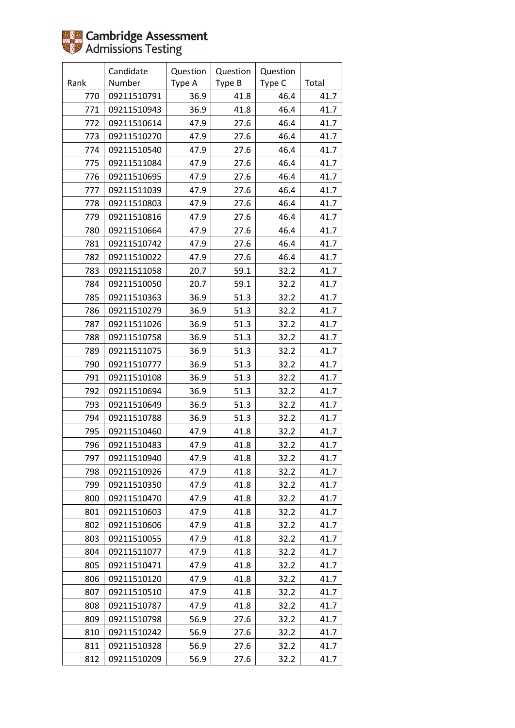| Rank | Candidate Number | Question Type A | Question Type B | Question Type C | Total |
|---|---|---|---|---|---|
| 770 | 09211510791 | 36.9 | 41.8 | 46.4 | 41.7 |
| 771 | 09211510943 | 36.9 | 41.8 | 46.4 | 41.7 |
| 772 | 09211510614 | 47.9 | 27.6 | 46.4 | 41.7 |
| 773 | 09211510270 | 47.9 | 27.6 | 46.4 | 41.7 |
| 774 | 09211510540 | 47.9 | 27.6 | 46.4 | 41.7 |
| 775 | 09211511084 | 47.9 | 27.6 | 46.4 | 41.7 |
| 776 | 09211510695 | 47.9 | 27.6 | 46.4 | 41.7 |
| 777 | 09211511039 | 47.9 | 27.6 | 46.4 | 41.7 |
| 778 | 09211510803 | 47.9 | 27.6 | 46.4 | 41.7 |
| 779 | 09211510816 | 47.9 | 27.6 | 46.4 | 41.7 |
| 780 | 09211510664 | 47.9 | 27.6 | 46.4 | 41.7 |
| 781 | 09211510742 | 47.9 | 27.6 | 46.4 | 41.7 |
| 782 | 09211510022 | 47.9 | 27.6 | 46.4 | 41.7 |
| 783 | 09211511058 | 20.7 | 59.1 | 32.2 | 41.7 |
| 784 | 09211510050 | 20.7 | 59.1 | 32.2 | 41.7 |
| 785 | 09211510363 | 36.9 | 51.3 | 32.2 | 41.7 |
| 786 | 09211510279 | 36.9 | 51.3 | 32.2 | 41.7 |
| 787 | 09211511026 | 36.9 | 51.3 | 32.2 | 41.7 |
| 788 | 09211510758 | 36.9 | 51.3 | 32.2 | 41.7 |
| 789 | 09211511075 | 36.9 | 51.3 | 32.2 | 41.7 |
| 790 | 09211510777 | 36.9 | 51.3 | 32.2 | 41.7 |
| 791 | 09211510108 | 36.9 | 51.3 | 32.2 | 41.7 |
| 792 | 09211510694 | 36.9 | 51.3 | 32.2 | 41.7 |
| 793 | 09211510649 | 36.9 | 51.3 | 32.2 | 41.7 |
| 794 | 09211510788 | 36.9 | 51.3 | 32.2 | 41.7 |
| 795 | 09211510460 | 47.9 | 41.8 | 32.2 | 41.7 |
| 796 | 09211510483 | 47.9 | 41.8 | 32.2 | 41.7 |
| 797 | 09211510940 | 47.9 | 41.8 | 32.2 | 41.7 |
| 798 | 09211510926 | 47.9 | 41.8 | 32.2 | 41.7 |
| 799 | 09211510350 | 47.9 | 41.8 | 32.2 | 41.7 |
| 800 | 09211510470 | 47.9 | 41.8 | 32.2 | 41.7 |
| 801 | 09211510603 | 47.9 | 41.8 | 32.2 | 41.7 |
| 802 | 09211510606 | 47.9 | 41.8 | 32.2 | 41.7 |
| 803 | 09211510055 | 47.9 | 41.8 | 32.2 | 41.7 |
| 804 | 09211511077 | 47.9 | 41.8 | 32.2 | 41.7 |
| 805 | 09211510471 | 47.9 | 41.8 | 32.2 | 41.7 |
| 806 | 09211510120 | 47.9 | 41.8 | 32.2 | 41.7 |
| 807 | 09211510510 | 47.9 | 41.8 | 32.2 | 41.7 |
| 808 | 09211510787 | 47.9 | 41.8 | 32.2 | 41.7 |
| 809 | 09211510798 | 56.9 | 27.6 | 32.2 | 41.7 |
| 810 | 09211510242 | 56.9 | 27.6 | 32.2 | 41.7 |
| 811 | 09211510328 | 56.9 | 27.6 | 32.2 | 41.7 |
| 812 | 09211510209 | 56.9 | 27.6 | 32.2 | 41.7 |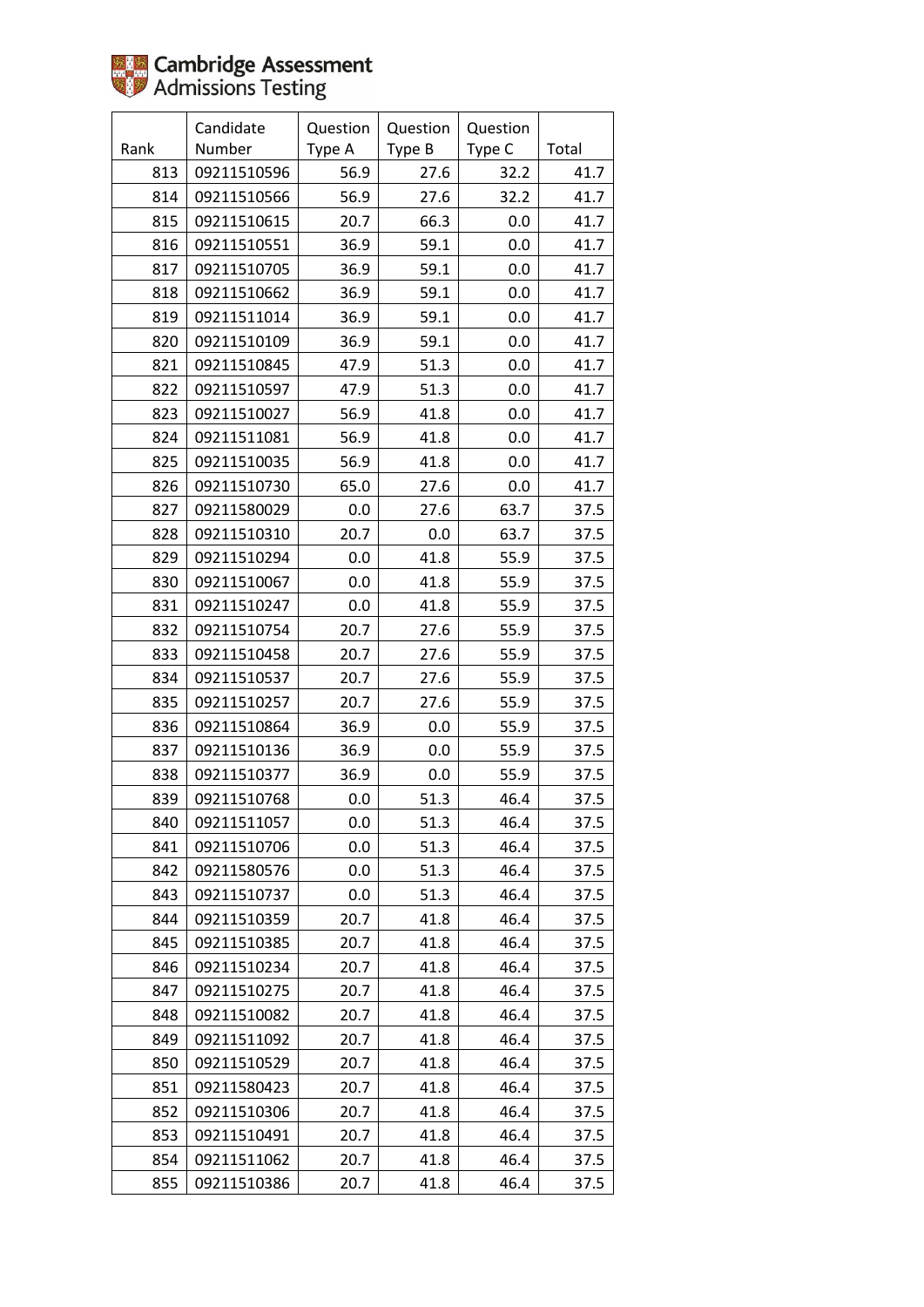| Rank | Candidate Number | Question Type A | Question Type B | Question Type C | Total |
|---|---|---|---|---|---|
| 813 | 09211510596 | 56.9 | 27.6 | 32.2 | 41.7 |
| 814 | 09211510566 | 56.9 | 27.6 | 32.2 | 41.7 |
| 815 | 09211510615 | 20.7 | 66.3 | 0.0 | 41.7 |
| 816 | 09211510551 | 36.9 | 59.1 | 0.0 | 41.7 |
| 817 | 09211510705 | 36.9 | 59.1 | 0.0 | 41.7 |
| 818 | 09211510662 | 36.9 | 59.1 | 0.0 | 41.7 |
| 819 | 09211511014 | 36.9 | 59.1 | 0.0 | 41.7 |
| 820 | 09211510109 | 36.9 | 59.1 | 0.0 | 41.7 |
| 821 | 09211510845 | 47.9 | 51.3 | 0.0 | 41.7 |
| 822 | 09211510597 | 47.9 | 51.3 | 0.0 | 41.7 |
| 823 | 09211510027 | 56.9 | 41.8 | 0.0 | 41.7 |
| 824 | 09211511081 | 56.9 | 41.8 | 0.0 | 41.7 |
| 825 | 09211510035 | 56.9 | 41.8 | 0.0 | 41.7 |
| 826 | 09211510730 | 65.0 | 27.6 | 0.0 | 41.7 |
| 827 | 09211580029 | 0.0 | 27.6 | 63.7 | 37.5 |
| 828 | 09211510310 | 20.7 | 0.0 | 63.7 | 37.5 |
| 829 | 09211510294 | 0.0 | 41.8 | 55.9 | 37.5 |
| 830 | 09211510067 | 0.0 | 41.8 | 55.9 | 37.5 |
| 831 | 09211510247 | 0.0 | 41.8 | 55.9 | 37.5 |
| 832 | 09211510754 | 20.7 | 27.6 | 55.9 | 37.5 |
| 833 | 09211510458 | 20.7 | 27.6 | 55.9 | 37.5 |
| 834 | 09211510537 | 20.7 | 27.6 | 55.9 | 37.5 |
| 835 | 09211510257 | 20.7 | 27.6 | 55.9 | 37.5 |
| 836 | 09211510864 | 36.9 | 0.0 | 55.9 | 37.5 |
| 837 | 09211510136 | 36.9 | 0.0 | 55.9 | 37.5 |
| 838 | 09211510377 | 36.9 | 0.0 | 55.9 | 37.5 |
| 839 | 09211510768 | 0.0 | 51.3 | 46.4 | 37.5 |
| 840 | 09211511057 | 0.0 | 51.3 | 46.4 | 37.5 |
| 841 | 09211510706 | 0.0 | 51.3 | 46.4 | 37.5 |
| 842 | 09211580576 | 0.0 | 51.3 | 46.4 | 37.5 |
| 843 | 09211510737 | 0.0 | 51.3 | 46.4 | 37.5 |
| 844 | 09211510359 | 20.7 | 41.8 | 46.4 | 37.5 |
| 845 | 09211510385 | 20.7 | 41.8 | 46.4 | 37.5 |
| 846 | 09211510234 | 20.7 | 41.8 | 46.4 | 37.5 |
| 847 | 09211510275 | 20.7 | 41.8 | 46.4 | 37.5 |
| 848 | 09211510082 | 20.7 | 41.8 | 46.4 | 37.5 |
| 849 | 09211511092 | 20.7 | 41.8 | 46.4 | 37.5 |
| 850 | 09211510529 | 20.7 | 41.8 | 46.4 | 37.5 |
| 851 | 09211580423 | 20.7 | 41.8 | 46.4 | 37.5 |
| 852 | 09211510306 | 20.7 | 41.8 | 46.4 | 37.5 |
| 853 | 09211510491 | 20.7 | 41.8 | 46.4 | 37.5 |
| 854 | 09211511062 | 20.7 | 41.8 | 46.4 | 37.5 |
| 855 | 09211510386 | 20.7 | 41.8 | 46.4 | 37.5 |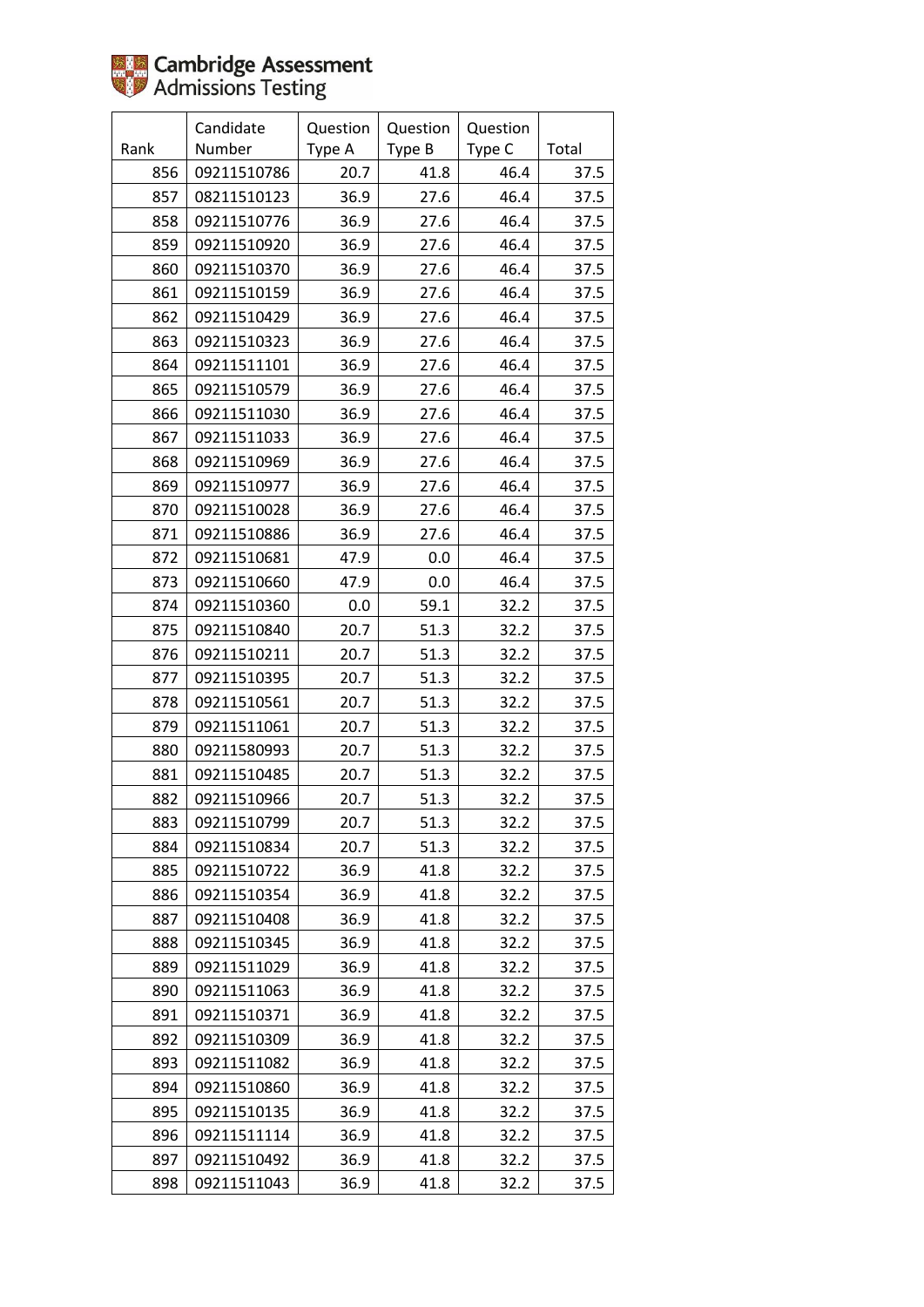Cambridge Assessment Admissions Testing

| Rank | Candidate Number | Question Type A | Question Type B | Question Type C | Total |
|---|---|---|---|---|---|
| 856 | 09211510786 | 20.7 | 41.8 | 46.4 | 37.5 |
| 857 | 08211510123 | 36.9 | 27.6 | 46.4 | 37.5 |
| 858 | 09211510776 | 36.9 | 27.6 | 46.4 | 37.5 |
| 859 | 09211510920 | 36.9 | 27.6 | 46.4 | 37.5 |
| 860 | 09211510370 | 36.9 | 27.6 | 46.4 | 37.5 |
| 861 | 09211510159 | 36.9 | 27.6 | 46.4 | 37.5 |
| 862 | 09211510429 | 36.9 | 27.6 | 46.4 | 37.5 |
| 863 | 09211510323 | 36.9 | 27.6 | 46.4 | 37.5 |
| 864 | 09211511101 | 36.9 | 27.6 | 46.4 | 37.5 |
| 865 | 09211510579 | 36.9 | 27.6 | 46.4 | 37.5 |
| 866 | 09211511030 | 36.9 | 27.6 | 46.4 | 37.5 |
| 867 | 09211511033 | 36.9 | 27.6 | 46.4 | 37.5 |
| 868 | 09211510969 | 36.9 | 27.6 | 46.4 | 37.5 |
| 869 | 09211510977 | 36.9 | 27.6 | 46.4 | 37.5 |
| 870 | 09211510028 | 36.9 | 27.6 | 46.4 | 37.5 |
| 871 | 09211510886 | 36.9 | 27.6 | 46.4 | 37.5 |
| 872 | 09211510681 | 47.9 | 0.0 | 46.4 | 37.5 |
| 873 | 09211510660 | 47.9 | 0.0 | 46.4 | 37.5 |
| 874 | 09211510360 | 0.0 | 59.1 | 32.2 | 37.5 |
| 875 | 09211510840 | 20.7 | 51.3 | 32.2 | 37.5 |
| 876 | 09211510211 | 20.7 | 51.3 | 32.2 | 37.5 |
| 877 | 09211510395 | 20.7 | 51.3 | 32.2 | 37.5 |
| 878 | 09211510561 | 20.7 | 51.3 | 32.2 | 37.5 |
| 879 | 09211511061 | 20.7 | 51.3 | 32.2 | 37.5 |
| 880 | 09211580993 | 20.7 | 51.3 | 32.2 | 37.5 |
| 881 | 09211510485 | 20.7 | 51.3 | 32.2 | 37.5 |
| 882 | 09211510966 | 20.7 | 51.3 | 32.2 | 37.5 |
| 883 | 09211510799 | 20.7 | 51.3 | 32.2 | 37.5 |
| 884 | 09211510834 | 20.7 | 51.3 | 32.2 | 37.5 |
| 885 | 09211510722 | 36.9 | 41.8 | 32.2 | 37.5 |
| 886 | 09211510354 | 36.9 | 41.8 | 32.2 | 37.5 |
| 887 | 09211510408 | 36.9 | 41.8 | 32.2 | 37.5 |
| 888 | 09211510345 | 36.9 | 41.8 | 32.2 | 37.5 |
| 889 | 09211511029 | 36.9 | 41.8 | 32.2 | 37.5 |
| 890 | 09211511063 | 36.9 | 41.8 | 32.2 | 37.5 |
| 891 | 09211510371 | 36.9 | 41.8 | 32.2 | 37.5 |
| 892 | 09211510309 | 36.9 | 41.8 | 32.2 | 37.5 |
| 893 | 09211511082 | 36.9 | 41.8 | 32.2 | 37.5 |
| 894 | 09211510860 | 36.9 | 41.8 | 32.2 | 37.5 |
| 895 | 09211510135 | 36.9 | 41.8 | 32.2 | 37.5 |
| 896 | 09211511114 | 36.9 | 41.8 | 32.2 | 37.5 |
| 897 | 09211510492 | 36.9 | 41.8 | 32.2 | 37.5 |
| 898 | 09211511043 | 36.9 | 41.8 | 32.2 | 37.5 |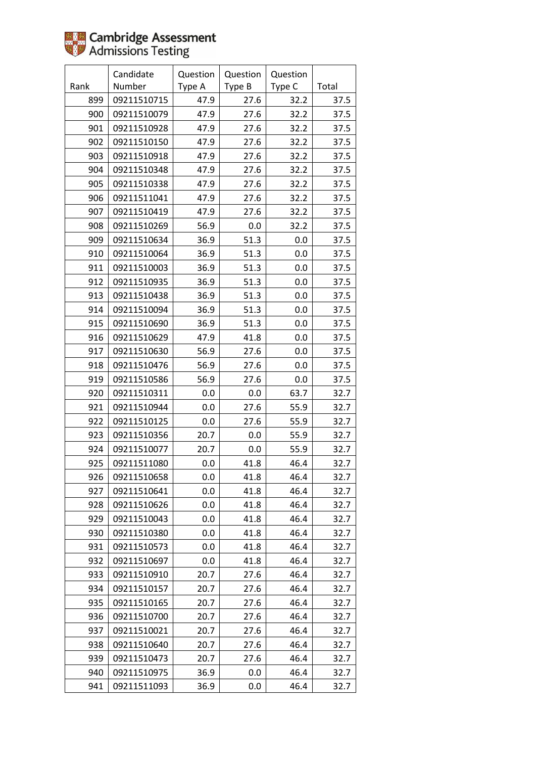| Rank | Candidate Number | Question Type A | Question Type B | Question Type C | Total |
|---|---|---|---|---|---|
| 899 | 09211510715 | 47.9 | 27.6 | 32.2 | 37.5 |
| 900 | 09211510079 | 47.9 | 27.6 | 32.2 | 37.5 |
| 901 | 09211510928 | 47.9 | 27.6 | 32.2 | 37.5 |
| 902 | 09211510150 | 47.9 | 27.6 | 32.2 | 37.5 |
| 903 | 09211510918 | 47.9 | 27.6 | 32.2 | 37.5 |
| 904 | 09211510348 | 47.9 | 27.6 | 32.2 | 37.5 |
| 905 | 09211510338 | 47.9 | 27.6 | 32.2 | 37.5 |
| 906 | 09211511041 | 47.9 | 27.6 | 32.2 | 37.5 |
| 907 | 09211510419 | 47.9 | 27.6 | 32.2 | 37.5 |
| 908 | 09211510269 | 56.9 | 0.0 | 32.2 | 37.5 |
| 909 | 09211510634 | 36.9 | 51.3 | 0.0 | 37.5 |
| 910 | 09211510064 | 36.9 | 51.3 | 0.0 | 37.5 |
| 911 | 09211510003 | 36.9 | 51.3 | 0.0 | 37.5 |
| 912 | 09211510935 | 36.9 | 51.3 | 0.0 | 37.5 |
| 913 | 09211510438 | 36.9 | 51.3 | 0.0 | 37.5 |
| 914 | 09211510094 | 36.9 | 51.3 | 0.0 | 37.5 |
| 915 | 09211510690 | 36.9 | 51.3 | 0.0 | 37.5 |
| 916 | 09211510629 | 47.9 | 41.8 | 0.0 | 37.5 |
| 917 | 09211510630 | 56.9 | 27.6 | 0.0 | 37.5 |
| 918 | 09211510476 | 56.9 | 27.6 | 0.0 | 37.5 |
| 919 | 09211510586 | 56.9 | 27.6 | 0.0 | 37.5 |
| 920 | 09211510311 | 0.0 | 0.0 | 63.7 | 32.7 |
| 921 | 09211510944 | 0.0 | 27.6 | 55.9 | 32.7 |
| 922 | 09211510125 | 0.0 | 27.6 | 55.9 | 32.7 |
| 923 | 09211510356 | 20.7 | 0.0 | 55.9 | 32.7 |
| 924 | 09211510077 | 20.7 | 0.0 | 55.9 | 32.7 |
| 925 | 09211511080 | 0.0 | 41.8 | 46.4 | 32.7 |
| 926 | 09211510658 | 0.0 | 41.8 | 46.4 | 32.7 |
| 927 | 09211510641 | 0.0 | 41.8 | 46.4 | 32.7 |
| 928 | 09211510626 | 0.0 | 41.8 | 46.4 | 32.7 |
| 929 | 09211510043 | 0.0 | 41.8 | 46.4 | 32.7 |
| 930 | 09211510380 | 0.0 | 41.8 | 46.4 | 32.7 |
| 931 | 09211510573 | 0.0 | 41.8 | 46.4 | 32.7 |
| 932 | 09211510697 | 0.0 | 41.8 | 46.4 | 32.7 |
| 933 | 09211510910 | 20.7 | 27.6 | 46.4 | 32.7 |
| 934 | 09211510157 | 20.7 | 27.6 | 46.4 | 32.7 |
| 935 | 09211510165 | 20.7 | 27.6 | 46.4 | 32.7 |
| 936 | 09211510700 | 20.7 | 27.6 | 46.4 | 32.7 |
| 937 | 09211510021 | 20.7 | 27.6 | 46.4 | 32.7 |
| 938 | 09211510640 | 20.7 | 27.6 | 46.4 | 32.7 |
| 939 | 09211510473 | 20.7 | 27.6 | 46.4 | 32.7 |
| 940 | 09211510975 | 36.9 | 0.0 | 46.4 | 32.7 |
| 941 | 09211511093 | 36.9 | 0.0 | 46.4 | 32.7 |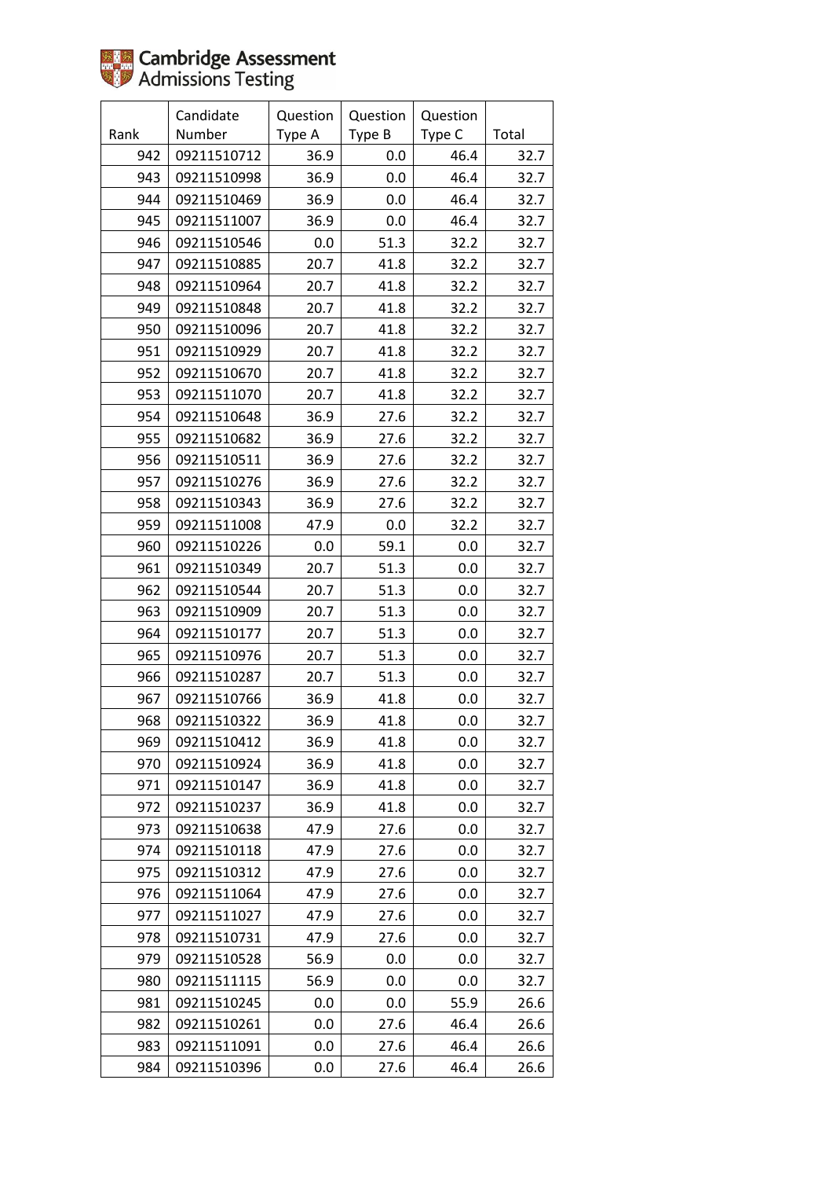Cambridge Assessment Admissions Testing

| Rank | Candidate Number | Question Type A | Question Type B | Question Type C | Total |
|---|---|---|---|---|---|
| 942 | 09211510712 | 36.9 | 0.0 | 46.4 | 32.7 |
| 943 | 09211510998 | 36.9 | 0.0 | 46.4 | 32.7 |
| 944 | 09211510469 | 36.9 | 0.0 | 46.4 | 32.7 |
| 945 | 09211511007 | 36.9 | 0.0 | 46.4 | 32.7 |
| 946 | 09211510546 | 0.0 | 51.3 | 32.2 | 32.7 |
| 947 | 09211510885 | 20.7 | 41.8 | 32.2 | 32.7 |
| 948 | 09211510964 | 20.7 | 41.8 | 32.2 | 32.7 |
| 949 | 09211510848 | 20.7 | 41.8 | 32.2 | 32.7 |
| 950 | 09211510096 | 20.7 | 41.8 | 32.2 | 32.7 |
| 951 | 09211510929 | 20.7 | 41.8 | 32.2 | 32.7 |
| 952 | 09211510670 | 20.7 | 41.8 | 32.2 | 32.7 |
| 953 | 09211511070 | 20.7 | 41.8 | 32.2 | 32.7 |
| 954 | 09211510648 | 36.9 | 27.6 | 32.2 | 32.7 |
| 955 | 09211510682 | 36.9 | 27.6 | 32.2 | 32.7 |
| 956 | 09211510511 | 36.9 | 27.6 | 32.2 | 32.7 |
| 957 | 09211510276 | 36.9 | 27.6 | 32.2 | 32.7 |
| 958 | 09211510343 | 36.9 | 27.6 | 32.2 | 32.7 |
| 959 | 09211511008 | 47.9 | 0.0 | 32.2 | 32.7 |
| 960 | 09211510226 | 0.0 | 59.1 | 0.0 | 32.7 |
| 961 | 09211510349 | 20.7 | 51.3 | 0.0 | 32.7 |
| 962 | 09211510544 | 20.7 | 51.3 | 0.0 | 32.7 |
| 963 | 09211510909 | 20.7 | 51.3 | 0.0 | 32.7 |
| 964 | 09211510177 | 20.7 | 51.3 | 0.0 | 32.7 |
| 965 | 09211510976 | 20.7 | 51.3 | 0.0 | 32.7 |
| 966 | 09211510287 | 20.7 | 51.3 | 0.0 | 32.7 |
| 967 | 09211510766 | 36.9 | 41.8 | 0.0 | 32.7 |
| 968 | 09211510322 | 36.9 | 41.8 | 0.0 | 32.7 |
| 969 | 09211510412 | 36.9 | 41.8 | 0.0 | 32.7 |
| 970 | 09211510924 | 36.9 | 41.8 | 0.0 | 32.7 |
| 971 | 09211510147 | 36.9 | 41.8 | 0.0 | 32.7 |
| 972 | 09211510237 | 36.9 | 41.8 | 0.0 | 32.7 |
| 973 | 09211510638 | 47.9 | 27.6 | 0.0 | 32.7 |
| 974 | 09211510118 | 47.9 | 27.6 | 0.0 | 32.7 |
| 975 | 09211510312 | 47.9 | 27.6 | 0.0 | 32.7 |
| 976 | 09211511064 | 47.9 | 27.6 | 0.0 | 32.7 |
| 977 | 09211511027 | 47.9 | 27.6 | 0.0 | 32.7 |
| 978 | 09211510731 | 47.9 | 27.6 | 0.0 | 32.7 |
| 979 | 09211510528 | 56.9 | 0.0 | 0.0 | 32.7 |
| 980 | 09211511115 | 56.9 | 0.0 | 0.0 | 32.7 |
| 981 | 09211510245 | 0.0 | 0.0 | 55.9 | 26.6 |
| 982 | 09211510261 | 0.0 | 27.6 | 46.4 | 26.6 |
| 983 | 09211511091 | 0.0 | 27.6 | 46.4 | 26.6 |
| 984 | 09211510396 | 0.0 | 27.6 | 46.4 | 26.6 |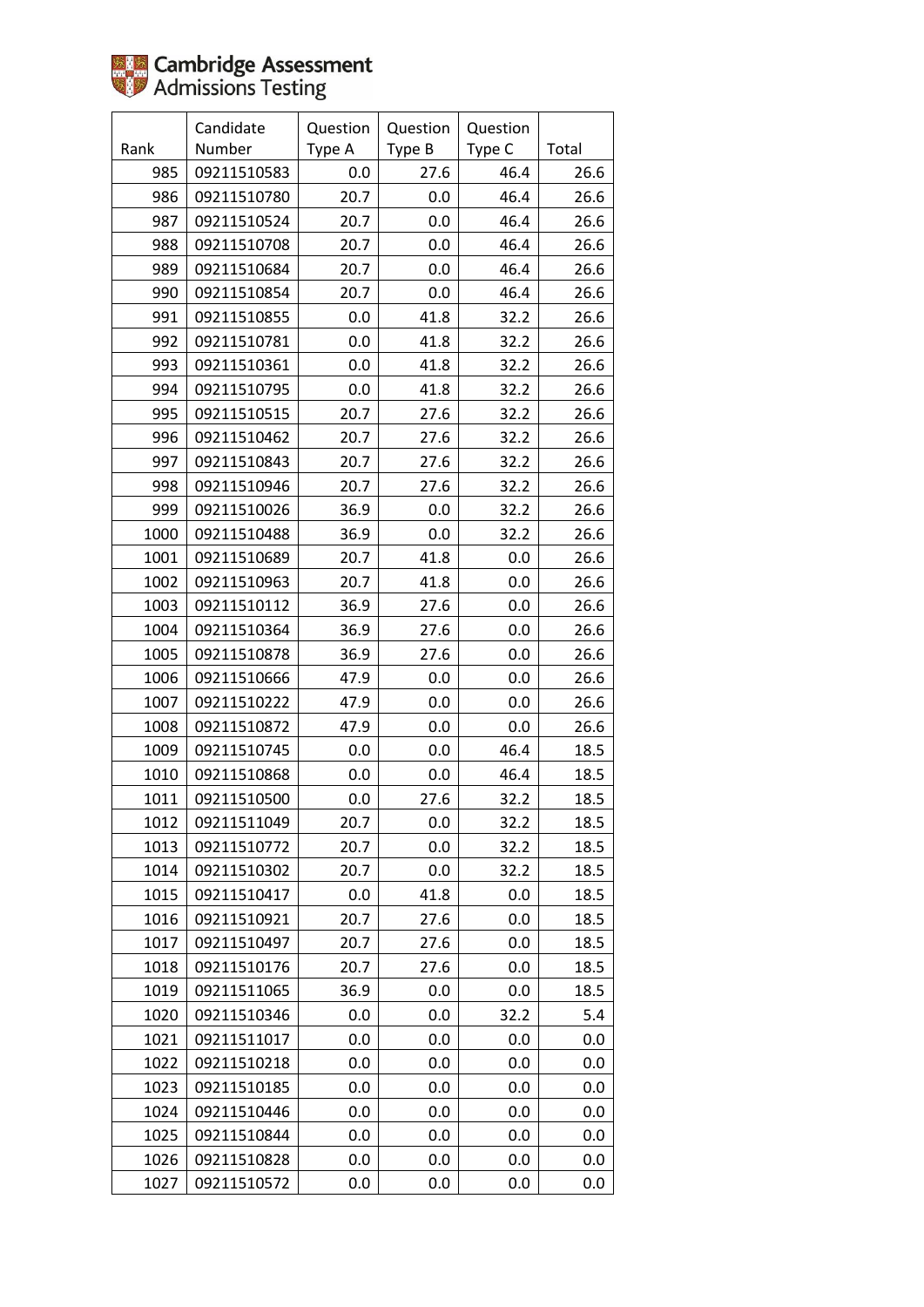Cambridge Assessment Admissions Testing

| Rank | Candidate Number | Question Type A | Question Type B | Question Type C | Total |
|---|---|---|---|---|---|
| 985 | 09211510583 | 0.0 | 27.6 | 46.4 | 26.6 |
| 986 | 09211510780 | 20.7 | 0.0 | 46.4 | 26.6 |
| 987 | 09211510524 | 20.7 | 0.0 | 46.4 | 26.6 |
| 988 | 09211510708 | 20.7 | 0.0 | 46.4 | 26.6 |
| 989 | 09211510684 | 20.7 | 0.0 | 46.4 | 26.6 |
| 990 | 09211510854 | 20.7 | 0.0 | 46.4 | 26.6 |
| 991 | 09211510855 | 0.0 | 41.8 | 32.2 | 26.6 |
| 992 | 09211510781 | 0.0 | 41.8 | 32.2 | 26.6 |
| 993 | 09211510361 | 0.0 | 41.8 | 32.2 | 26.6 |
| 994 | 09211510795 | 0.0 | 41.8 | 32.2 | 26.6 |
| 995 | 09211510515 | 20.7 | 27.6 | 32.2 | 26.6 |
| 996 | 09211510462 | 20.7 | 27.6 | 32.2 | 26.6 |
| 997 | 09211510843 | 20.7 | 27.6 | 32.2 | 26.6 |
| 998 | 09211510946 | 20.7 | 27.6 | 32.2 | 26.6 |
| 999 | 09211510026 | 36.9 | 0.0 | 32.2 | 26.6 |
| 1000 | 09211510488 | 36.9 | 0.0 | 32.2 | 26.6 |
| 1001 | 09211510689 | 20.7 | 41.8 | 0.0 | 26.6 |
| 1002 | 09211510963 | 20.7 | 41.8 | 0.0 | 26.6 |
| 1003 | 09211510112 | 36.9 | 27.6 | 0.0 | 26.6 |
| 1004 | 09211510364 | 36.9 | 27.6 | 0.0 | 26.6 |
| 1005 | 09211510878 | 36.9 | 27.6 | 0.0 | 26.6 |
| 1006 | 09211510666 | 47.9 | 0.0 | 0.0 | 26.6 |
| 1007 | 09211510222 | 47.9 | 0.0 | 0.0 | 26.6 |
| 1008 | 09211510872 | 47.9 | 0.0 | 0.0 | 26.6 |
| 1009 | 09211510745 | 0.0 | 0.0 | 46.4 | 18.5 |
| 1010 | 09211510868 | 0.0 | 0.0 | 46.4 | 18.5 |
| 1011 | 09211510500 | 0.0 | 27.6 | 32.2 | 18.5 |
| 1012 | 09211511049 | 20.7 | 0.0 | 32.2 | 18.5 |
| 1013 | 09211510772 | 20.7 | 0.0 | 32.2 | 18.5 |
| 1014 | 09211510302 | 20.7 | 0.0 | 32.2 | 18.5 |
| 1015 | 09211510417 | 0.0 | 41.8 | 0.0 | 18.5 |
| 1016 | 09211510921 | 20.7 | 27.6 | 0.0 | 18.5 |
| 1017 | 09211510497 | 20.7 | 27.6 | 0.0 | 18.5 |
| 1018 | 09211510176 | 20.7 | 27.6 | 0.0 | 18.5 |
| 1019 | 09211511065 | 36.9 | 0.0 | 0.0 | 18.5 |
| 1020 | 09211510346 | 0.0 | 0.0 | 32.2 | 5.4 |
| 1021 | 09211511017 | 0.0 | 0.0 | 0.0 | 0.0 |
| 1022 | 09211510218 | 0.0 | 0.0 | 0.0 | 0.0 |
| 1023 | 09211510185 | 0.0 | 0.0 | 0.0 | 0.0 |
| 1024 | 09211510446 | 0.0 | 0.0 | 0.0 | 0.0 |
| 1025 | 09211510844 | 0.0 | 0.0 | 0.0 | 0.0 |
| 1026 | 09211510828 | 0.0 | 0.0 | 0.0 | 0.0 |
| 1027 | 09211510572 | 0.0 | 0.0 | 0.0 | 0.0 |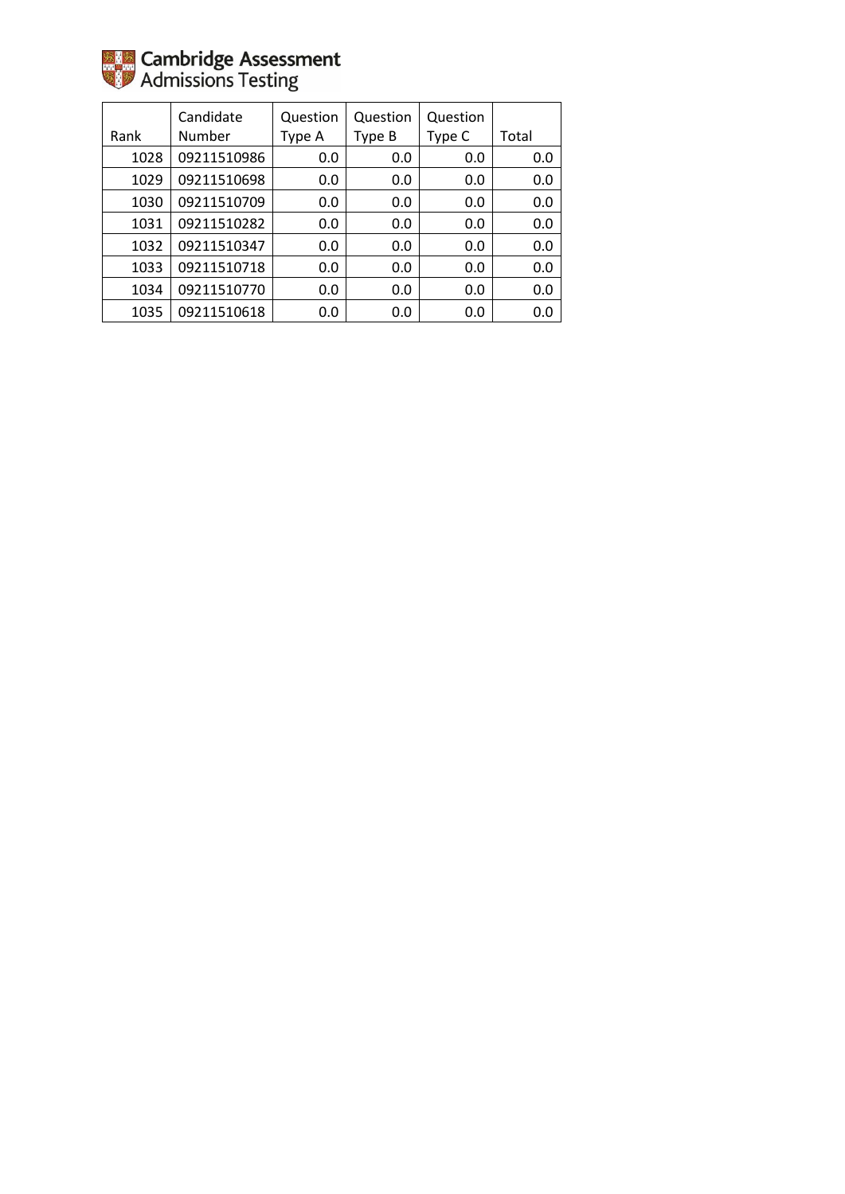| Rank | Candidate Number | Question Type A | Question Type B | Question Type C | Total |
|---|---|---|---|---|---|
| 1028 | 09211510986 | 0.0 | 0.0 | 0.0 | 0.0 |
| 1029 | 09211510698 | 0.0 | 0.0 | 0.0 | 0.0 |
| 1030 | 09211510709 | 0.0 | 0.0 | 0.0 | 0.0 |
| 1031 | 09211510282 | 0.0 | 0.0 | 0.0 | 0.0 |
| 1032 | 09211510347 | 0.0 | 0.0 | 0.0 | 0.0 |
| 1033 | 09211510718 | 0.0 | 0.0 | 0.0 | 0.0 |
| 1034 | 09211510770 | 0.0 | 0.0 | 0.0 | 0.0 |
| 1035 | 09211510618 | 0.0 | 0.0 | 0.0 | 0.0 |